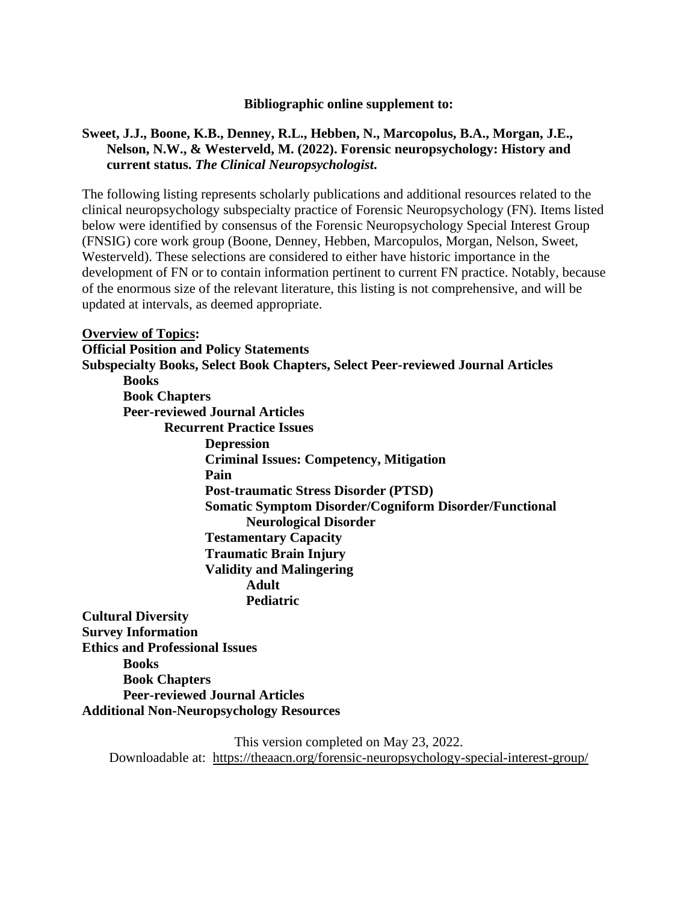**Bibliographic online supplement to:**

**Sweet, J.J., Boone, K.B., Denney, R.L., Hebben, N., Marcopolus, B.A., Morgan, J.E., Nelson, N.W., & Westerveld, M. (2022). Forensic neuropsychology: History and current status. *The Clinical Neuropsychologist.***

The following listing represents scholarly publications and additional resources related to the clinical neuropsychology subspecialty practice of Forensic Neuropsychology (FN). Items listed below were identified by consensus of the Forensic Neuropsychology Special Interest Group (FNSIG) core work group (Boone, Denney, Hebben, Marcopulos, Morgan, Nelson, Sweet, Westerveld). These selections are considered to either have historic importance in the development of FN or to contain information pertinent to current FN practice. Notably, because of the enormous size of the relevant literature, this listing is not comprehensive, and will be updated at intervals, as deemed appropriate.

**Overview of Topics:**

- **Official Position and Policy Statements**
- **Subspecialty Books, Select Book Chapters, Select Peer-reviewed Journal Articles**
  - **Books**
  - **Book Chapters**
  - **Peer-reviewed Journal Articles**
    - **Recurrent Practice Issues**
      - **Depression**
      - **Criminal Issues: Competency, Mitigation**
      - **Pain**
      - **Post-traumatic Stress Disorder (PTSD)**
      - **Somatic Symptom Disorder/Cogniform Disorder/Functional Neurological Disorder**
      - **Testamentary Capacity**
      - **Traumatic Brain Injury**
      - **Validity and Malingering**
        - **Adult**
        - **Pediatric**
- **Cultural Diversity**
- **Survey Information**
- **Ethics and Professional Issues**
  - **Books**
  - **Book Chapters**
  - **Peer-reviewed Journal Articles**
- **Additional Non-Neuropsychology Resources**

This version completed on May 23, 2022.
Downloadable at: https://theaacn.org/forensic-neuropsychology-special-interest-group/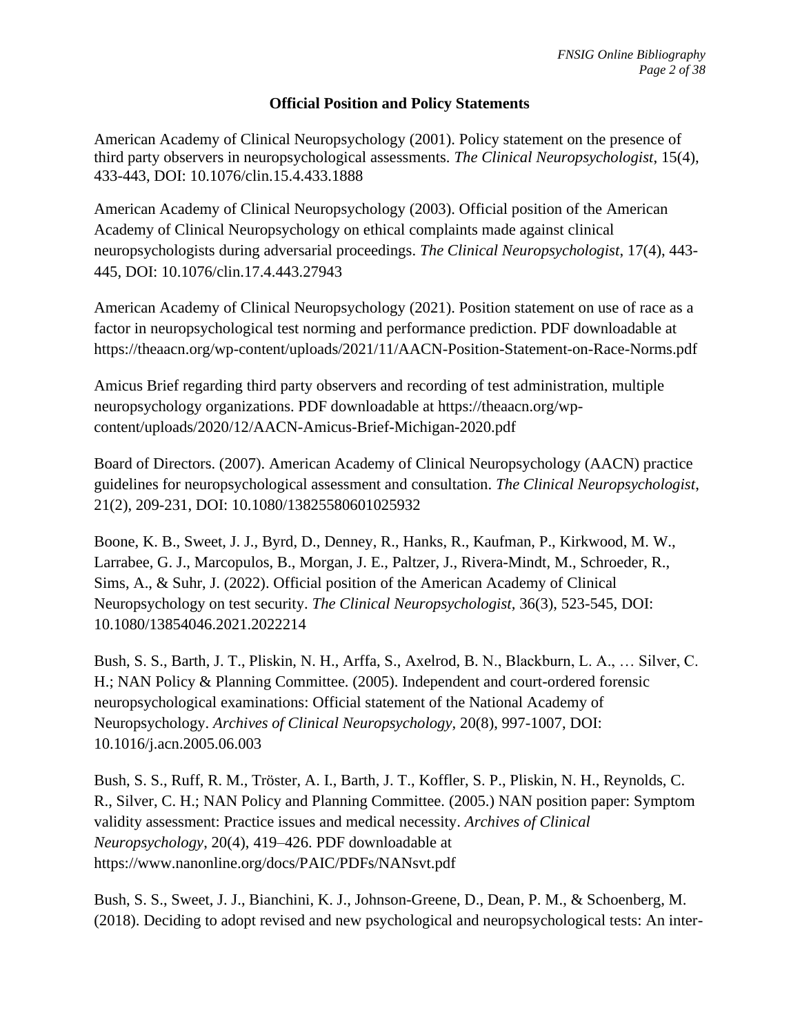## Official Position and Policy Statements

American Academy of Clinical Neuropsychology (2001). Policy statement on the presence of third party observers in neuropsychological assessments. *The Clinical Neuropsychologist*, 15(4), 433-443, DOI: 10.1076/clin.15.4.433.1888

American Academy of Clinical Neuropsychology (2003). Official position of the American Academy of Clinical Neuropsychology on ethical complaints made against clinical neuropsychologists during adversarial proceedings. *The Clinical Neuropsychologist*, 17(4), 443-445, DOI: 10.1076/clin.17.4.443.27943

American Academy of Clinical Neuropsychology (2021). Position statement on use of race as a factor in neuropsychological test norming and performance prediction. PDF downloadable at https://theaacn.org/wp-content/uploads/2021/11/AACN-Position-Statement-on-Race-Norms.pdf

Amicus Brief regarding third party observers and recording of test administration, multiple neuropsychology organizations. PDF downloadable at https://theaacn.org/wp-content/uploads/2020/12/AACN-Amicus-Brief-Michigan-2020.pdf

Board of Directors. (2007). American Academy of Clinical Neuropsychology (AACN) practice guidelines for neuropsychological assessment and consultation. *The Clinical Neuropsychologist*, 21(2), 209-231, DOI: 10.1080/13825580601025932

Boone, K. B., Sweet, J. J., Byrd, D., Denney, R., Hanks, R., Kaufman, P., Kirkwood, M. W., Larrabee, G. J., Marcopulos, B., Morgan, J. E., Paltzer, J., Rivera-Mindt, M., Schroeder, R., Sims, A., & Suhr, J. (2022). Official position of the American Academy of Clinical Neuropsychology on test security. *The Clinical Neuropsychologist*, 36(3), 523-545, DOI: 10.1080/13854046.2021.2022214

Bush, S. S., Barth, J. T., Pliskin, N. H., Arffa, S., Axelrod, B. N., Blackburn, L. A., … Silver, C. H.; NAN Policy & Planning Committee. (2005). Independent and court-ordered forensic neuropsychological examinations: Official statement of the National Academy of Neuropsychology. *Archives of Clinical Neuropsychology*, 20(8), 997-1007, DOI: 10.1016/j.acn.2005.06.003

Bush, S. S., Ruff, R. M., Tröster, A. I., Barth, J. T., Koffler, S. P., Pliskin, N. H., Reynolds, C. R., Silver, C. H.; NAN Policy and Planning Committee. (2005.) NAN position paper: Symptom validity assessment: Practice issues and medical necessity. *Archives of Clinical Neuropsychology*, 20(4), 419–426. PDF downloadable at https://www.nanonline.org/docs/PAIC/PDFs/NANsvt.pdf

Bush, S. S., Sweet, J. J., Bianchini, K. J., Johnson-Greene, D., Dean, P. M., & Schoenberg, M. (2018). Deciding to adopt revised and new psychological and neuropsychological tests: An inter-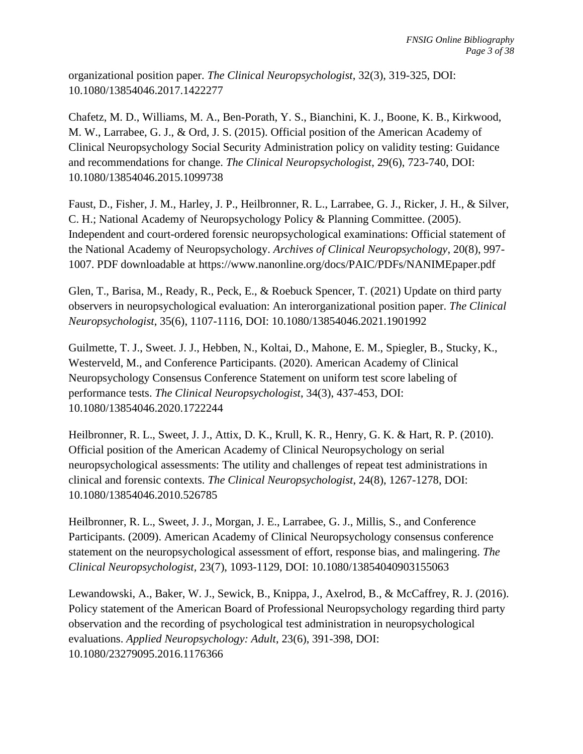organizational position paper. *The Clinical Neuropsychologist*, 32(3), 319-325, DOI: 10.1080/13854046.2017.1422277

Chafetz, M. D., Williams, M. A., Ben-Porath, Y. S., Bianchini, K. J., Boone, K. B., Kirkwood, M. W., Larrabee, G. J., & Ord, J. S. (2015). Official position of the American Academy of Clinical Neuropsychology Social Security Administration policy on validity testing: Guidance and recommendations for change. *The Clinical Neuropsychologist*, 29(6), 723-740, DOI: 10.1080/13854046.2015.1099738

Faust, D., Fisher, J. M., Harley, J. P., Heilbronner, R. L., Larrabee, G. J., Ricker, J. H., & Silver, C. H.; National Academy of Neuropsychology Policy & Planning Committee. (2005). Independent and court-ordered forensic neuropsychological examinations: Official statement of the National Academy of Neuropsychology. *Archives of Clinical Neuropsychology*, 20(8), 997-1007. PDF downloadable at https://www.nanonline.org/docs/PAIC/PDFs/NANIMEpaper.pdf

Glen, T., Barisa, M., Ready, R., Peck, E., & Roebuck Spencer, T. (2021) Update on third party observers in neuropsychological evaluation: An interorganizational position paper. *The Clinical Neuropsychologist*, 35(6), 1107-1116, DOI: 10.1080/13854046.2021.1901992

Guilmette, T. J., Sweet. J. J., Hebben, N., Koltai, D., Mahone, E. M., Spiegler, B., Stucky, K., Westerveld, M., and Conference Participants. (2020). American Academy of Clinical Neuropsychology Consensus Conference Statement on uniform test score labeling of performance tests. *The Clinical Neuropsychologist*, 34(3), 437-453, DOI: 10.1080/13854046.2020.1722244

Heilbronner, R. L., Sweet, J. J., Attix, D. K., Krull, K. R., Henry, G. K. & Hart, R. P. (2010). Official position of the American Academy of Clinical Neuropsychology on serial neuropsychological assessments: The utility and challenges of repeat test administrations in clinical and forensic contexts. *The Clinical Neuropsychologist*, 24(8), 1267-1278, DOI: 10.1080/13854046.2010.526785

Heilbronner, R. L., Sweet, J. J., Morgan, J. E., Larrabee, G. J., Millis, S., and Conference Participants. (2009). American Academy of Clinical Neuropsychology consensus conference statement on the neuropsychological assessment of effort, response bias, and malingering. *The Clinical Neuropsychologist*, 23(7), 1093-1129, DOI: 10.1080/13854040903155063

Lewandowski, A., Baker, W. J., Sewick, B., Knippa, J., Axelrod, B., & McCaffrey, R. J. (2016). Policy statement of the American Board of Professional Neuropsychology regarding third party observation and the recording of psychological test administration in neuropsychological evaluations. *Applied Neuropsychology: Adult*, 23(6), 391-398, DOI: 10.1080/23279095.2016.1176366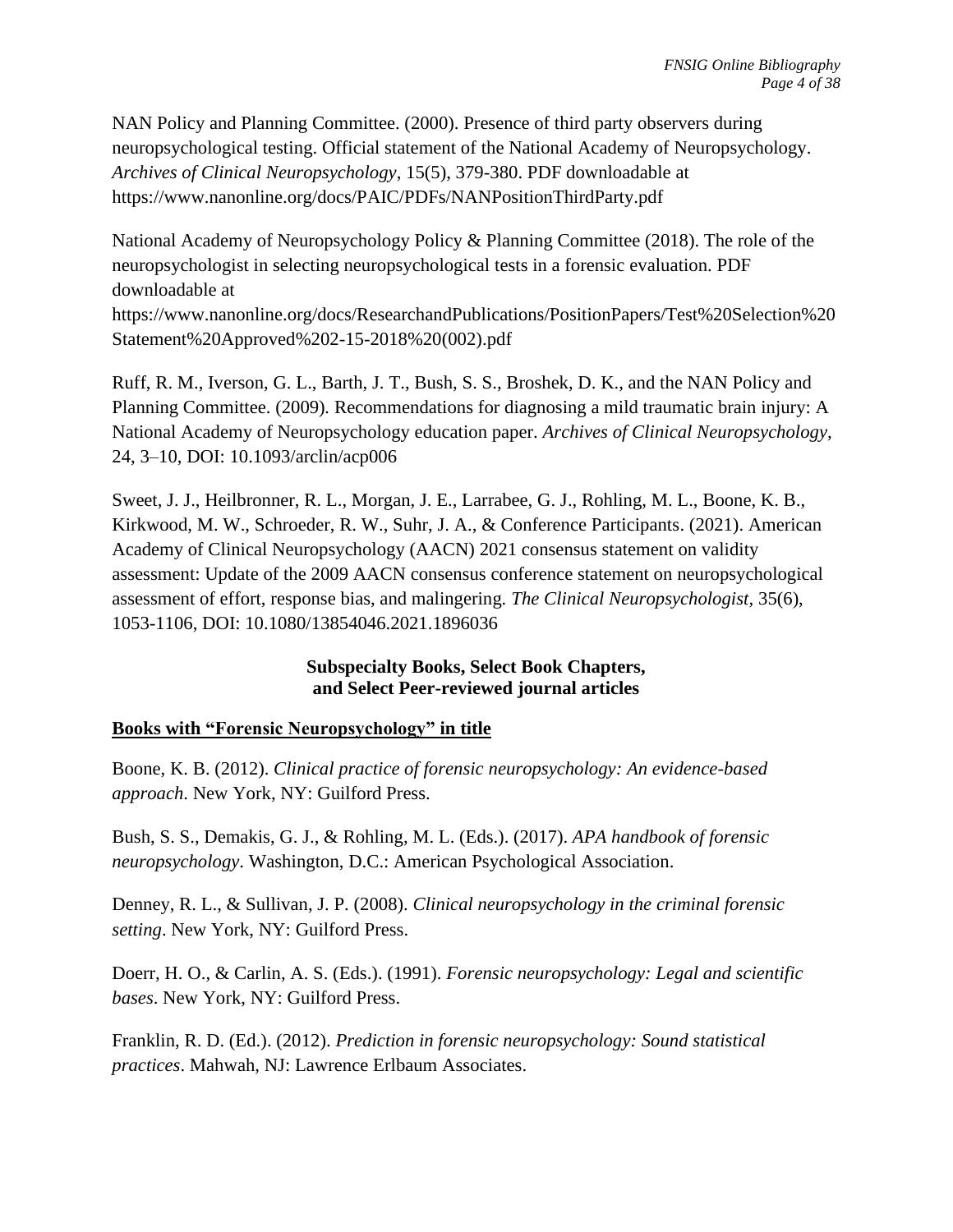NAN Policy and Planning Committee. (2000). Presence of third party observers during neuropsychological testing. Official statement of the National Academy of Neuropsychology. *Archives of Clinical Neuropsychology*, 15(5), 379-380. PDF downloadable at https://www.nanonline.org/docs/PAIC/PDFs/NANPositionThirdParty.pdf

National Academy of Neuropsychology Policy & Planning Committee (2018). The role of the neuropsychologist in selecting neuropsychological tests in a forensic evaluation. PDF downloadable at https://www.nanonline.org/docs/ResearchandPublications/PositionPapers/Test%20Selection%20Statement%20Approved%202-15-2018%20(002).pdf

Ruff, R. M., Iverson, G. L., Barth, J. T., Bush, S. S., Broshek, D. K., and the NAN Policy and Planning Committee. (2009). Recommendations for diagnosing a mild traumatic brain injury: A National Academy of Neuropsychology education paper. *Archives of Clinical Neuropsychology*, 24, 3–10, DOI: 10.1093/arclin/acp006

Sweet, J. J., Heilbronner, R. L., Morgan, J. E., Larrabee, G. J., Rohling, M. L., Boone, K. B., Kirkwood, M. W., Schroeder, R. W., Suhr, J. A., & Conference Participants. (2021). American Academy of Clinical Neuropsychology (AACN) 2021 consensus statement on validity assessment: Update of the 2009 AACN consensus conference statement on neuropsychological assessment of effort, response bias, and malingering. *The Clinical Neuropsychologist*, 35(6), 1053-1106, DOI: 10.1080/13854046.2021.1896036

## Subspecialty Books, Select Book Chapters, and Select Peer-reviewed journal articles

### Books with "Forensic Neuropsychology" in title

Boone, K. B. (2012). *Clinical practice of forensic neuropsychology: An evidence-based approach*. New York, NY: Guilford Press.

Bush, S. S., Demakis, G. J., & Rohling, M. L. (Eds.). (2017). *APA handbook of forensic neuropsychology*. Washington, D.C.: American Psychological Association.

Denney, R. L., & Sullivan, J. P. (2008). *Clinical neuropsychology in the criminal forensic setting*. New York, NY: Guilford Press.

Doerr, H. O., & Carlin, A. S. (Eds.). (1991). *Forensic neuropsychology: Legal and scientific bases*. New York, NY: Guilford Press.

Franklin, R. D. (Ed.). (2012). *Prediction in forensic neuropsychology: Sound statistical practices*. Mahwah, NJ: Lawrence Erlbaum Associates.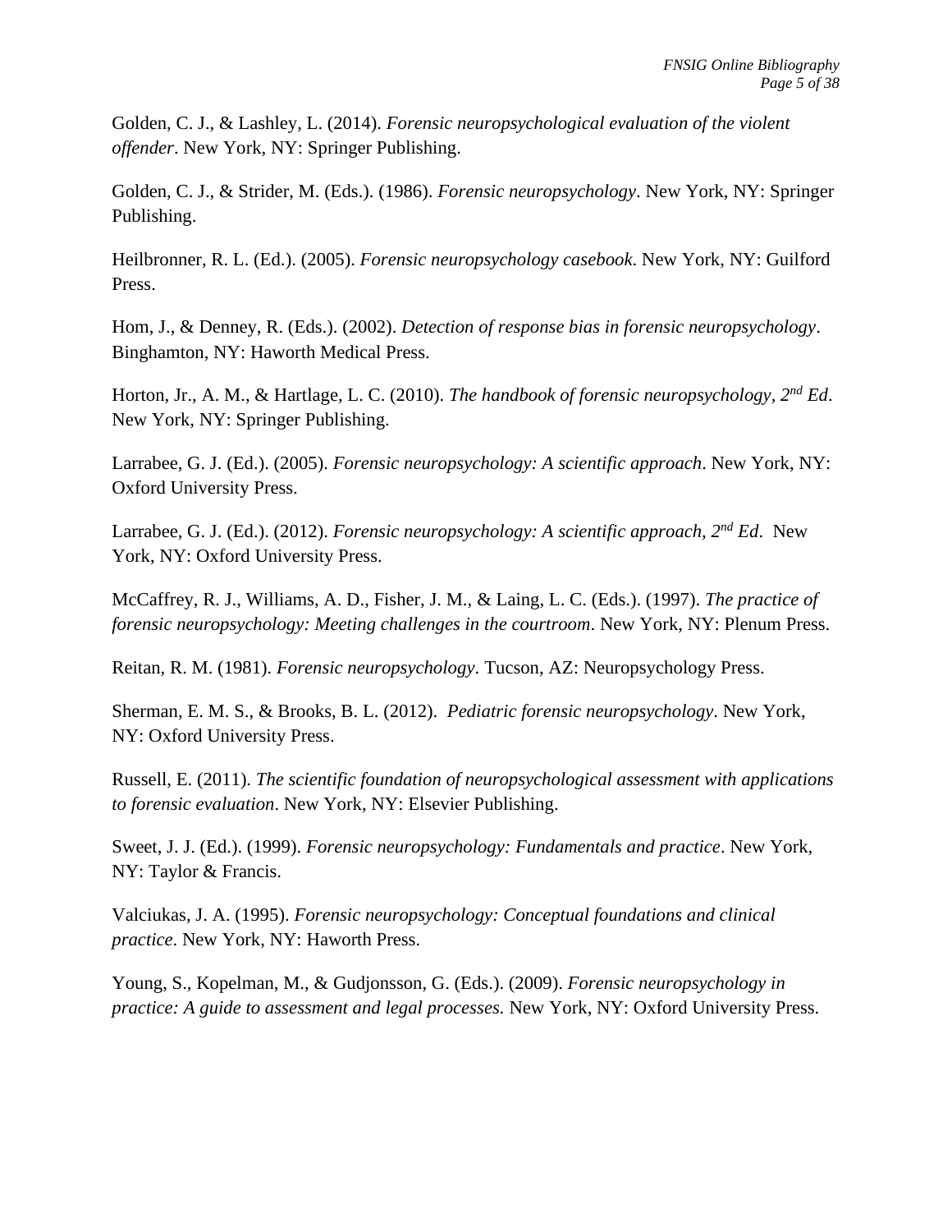Golden, C. J., & Lashley, L. (2014). *Forensic neuropsychological evaluation of the violent offender*. New York, NY: Springer Publishing.

Golden, C. J., & Strider, M. (Eds.). (1986). *Forensic neuropsychology*. New York, NY: Springer Publishing.

Heilbronner, R. L. (Ed.). (2005). *Forensic neuropsychology casebook*. New York, NY: Guilford Press.

Hom, J., & Denney, R. (Eds.). (2002). *Detection of response bias in forensic neuropsychology*. Binghamton, NY: Haworth Medical Press.

Horton, Jr., A. M., & Hartlage, L. C. (2010). *The handbook of forensic neuropsychology, 2nd Ed*. New York, NY: Springer Publishing.

Larrabee, G. J. (Ed.). (2005). *Forensic neuropsychology: A scientific approach*. New York, NY: Oxford University Press.

Larrabee, G. J. (Ed.). (2012). *Forensic neuropsychology: A scientific approach, 2nd Ed*. New York, NY: Oxford University Press.

McCaffrey, R. J., Williams, A. D., Fisher, J. M., & Laing, L. C. (Eds.). (1997). *The practice of forensic neuropsychology: Meeting challenges in the courtroom*. New York, NY: Plenum Press.

Reitan, R. M. (1981). *Forensic neuropsychology*. Tucson, AZ: Neuropsychology Press.

Sherman, E. M. S., & Brooks, B. L. (2012). *Pediatric forensic neuropsychology*. New York, NY: Oxford University Press.

Russell, E. (2011). *The scientific foundation of neuropsychological assessment with applications to forensic evaluation*. New York, NY: Elsevier Publishing.

Sweet, J. J. (Ed.). (1999). *Forensic neuropsychology: Fundamentals and practice*. New York, NY: Taylor & Francis.

Valciukas, J. A. (1995). *Forensic neuropsychology: Conceptual foundations and clinical practice*. New York, NY: Haworth Press.

Young, S., Kopelman, M., & Gudjonsson, G. (Eds.). (2009). *Forensic neuropsychology in practice: A guide to assessment and legal processes.* New York, NY: Oxford University Press.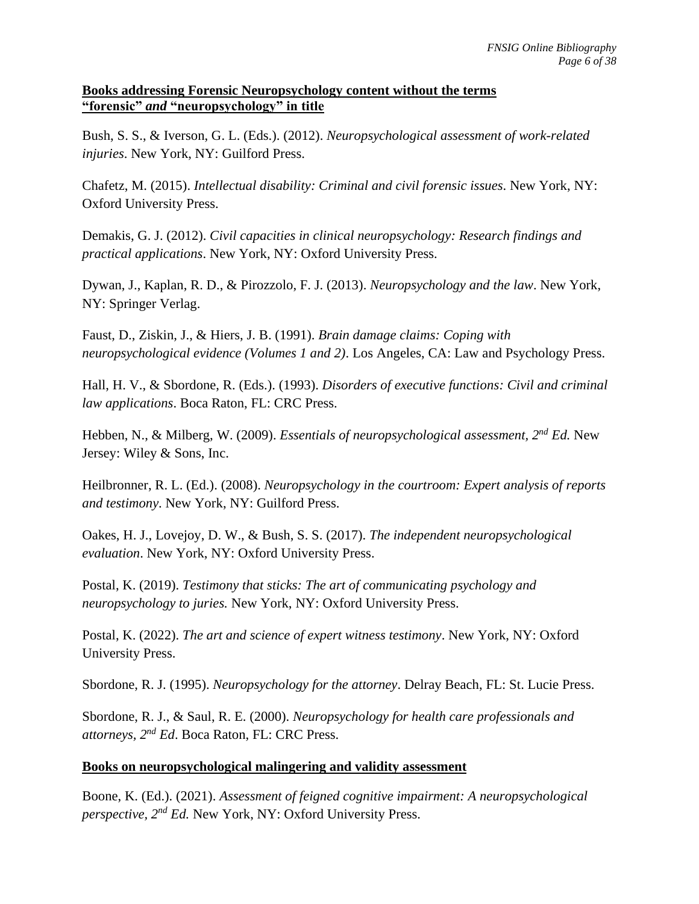**Books addressing Forensic Neuropsychology content without the terms "forensic" *and* "neuropsychology" in title**

Bush, S. S., & Iverson, G. L. (Eds.). (2012). *Neuropsychological assessment of work-related injuries*. New York, NY: Guilford Press.

Chafetz, M. (2015). *Intellectual disability: Criminal and civil forensic issues*. New York, NY: Oxford University Press.

Demakis, G. J. (2012). *Civil capacities in clinical neuropsychology: Research findings and practical applications*. New York, NY: Oxford University Press.

Dywan, J., Kaplan, R. D., & Pirozzolo, F. J. (2013). *Neuropsychology and the law*. New York, NY: Springer Verlag.

Faust, D., Ziskin, J., & Hiers, J. B. (1991). *Brain damage claims: Coping with neuropsychological evidence (Volumes 1 and 2)*. Los Angeles, CA: Law and Psychology Press.

Hall, H. V., & Sbordone, R. (Eds.). (1993). *Disorders of executive functions: Civil and criminal law applications*. Boca Raton, FL: CRC Press.

Hebben, N., & Milberg, W. (2009). *Essentials of neuropsychological assessment, 2nd Ed.* New Jersey: Wiley & Sons, Inc.

Heilbronner, R. L. (Ed.). (2008). *Neuropsychology in the courtroom: Expert analysis of reports and testimony*. New York, NY: Guilford Press.

Oakes, H. J., Lovejoy, D. W., & Bush, S. S. (2017). *The independent neuropsychological evaluation*. New York, NY: Oxford University Press.

Postal, K. (2019). *Testimony that sticks: The art of communicating psychology and neuropsychology to juries.* New York, NY: Oxford University Press.

Postal, K. (2022). *The art and science of expert witness testimony*. New York, NY: Oxford University Press.

Sbordone, R. J. (1995). *Neuropsychology for the attorney*. Delray Beach, FL: St. Lucie Press.

Sbordone, R. J., & Saul, R. E. (2000). *Neuropsychology for health care professionals and attorneys, 2nd Ed*. Boca Raton, FL: CRC Press.

**Books on neuropsychological malingering and validity assessment**

Boone, K. (Ed.). (2021). *Assessment of feigned cognitive impairment: A neuropsychological perspective, 2nd Ed.* New York, NY: Oxford University Press.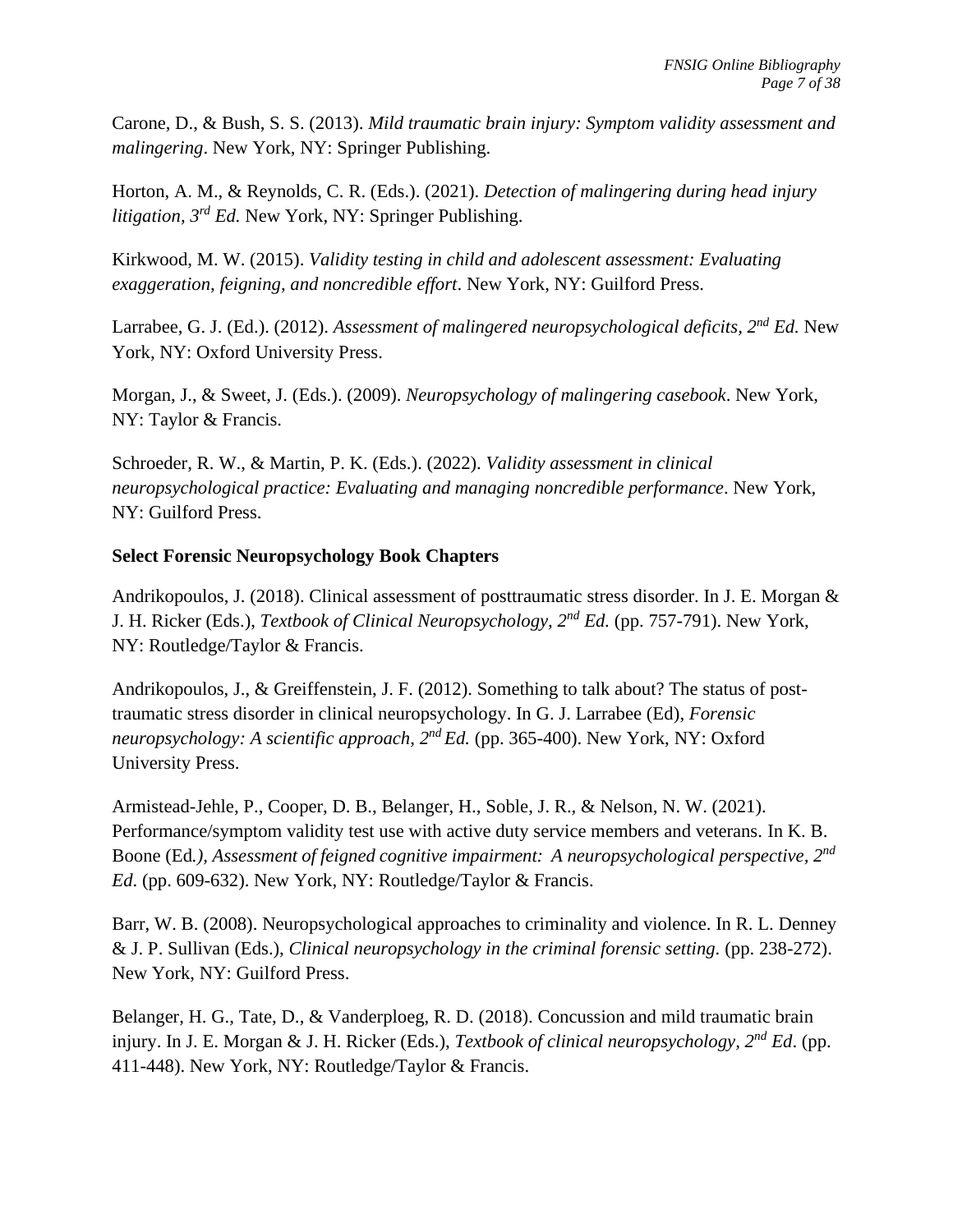Carone, D., & Bush, S. S. (2013). *Mild traumatic brain injury: Symptom validity assessment and malingering*. New York, NY: Springer Publishing.

Horton, A. M., & Reynolds, C. R. (Eds.). (2021). *Detection of malingering during head injury litigation, 3rd Ed.* New York, NY: Springer Publishing.

Kirkwood, M. W. (2015). *Validity testing in child and adolescent assessment: Evaluating exaggeration, feigning, and noncredible effort*. New York, NY: Guilford Press.

Larrabee, G. J. (Ed.). (2012). *Assessment of malingered neuropsychological deficits, 2nd Ed.* New York, NY: Oxford University Press.

Morgan, J., & Sweet, J. (Eds.). (2009). *Neuropsychology of malingering casebook*. New York, NY: Taylor & Francis.

Schroeder, R. W., & Martin, P. K. (Eds.). (2022). *Validity assessment in clinical neuropsychological practice: Evaluating and managing noncredible performance*. New York, NY: Guilford Press.

**Select Forensic Neuropsychology Book Chapters**

Andrikopoulos, J. (2018). Clinical assessment of posttraumatic stress disorder. In J. E. Morgan & J. H. Ricker (Eds.), *Textbook of Clinical Neuropsychology, 2nd Ed.* (pp. 757-791). New York, NY: Routledge/Taylor & Francis.

Andrikopoulos, J., & Greiffenstein, J. F. (2012). Something to talk about? The status of post-traumatic stress disorder in clinical neuropsychology. In G. J. Larrabee (Ed), *Forensic neuropsychology: A scientific approach, 2nd Ed.* (pp. 365-400). New York, NY: Oxford University Press.

Armistead-Jehle, P., Cooper, D. B., Belanger, H., Soble, J. R., & Nelson, N. W. (2021). Performance/symptom validity test use with active duty service members and veterans. In K. B. Boone (Ed*.)*, *Assessment of feigned cognitive impairment: A neuropsychological perspective, 2nd Ed*. (pp. 609-632). New York, NY: Routledge/Taylor & Francis.

Barr, W. B. (2008). Neuropsychological approaches to criminality and violence. In R. L. Denney & J. P. Sullivan (Eds.), *Clinical neuropsychology in the criminal forensic setting.* (pp. 238-272). New York, NY: Guilford Press.

Belanger, H. G., Tate, D., & Vanderploeg, R. D. (2018). Concussion and mild traumatic brain injury. In J. E. Morgan & J. H. Ricker (Eds.), *Textbook of clinical neuropsychology, 2nd Ed*. (pp. 411-448). New York, NY: Routledge/Taylor & Francis.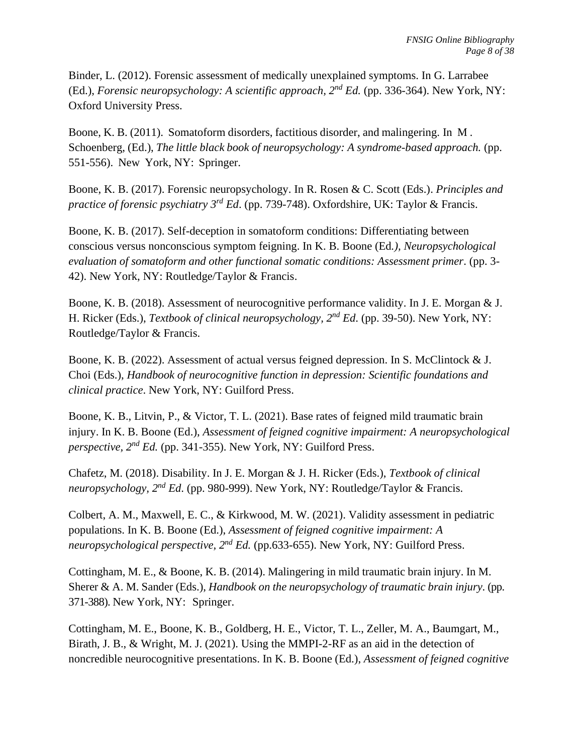Binder, L. (2012). Forensic assessment of medically unexplained symptoms. In G. Larrabee (Ed.), *Forensic neuropsychology: A scientific approach, 2nd Ed.* (pp. 336-364). New York, NY: Oxford University Press.

Boone, K. B. (2011). Somatoform disorders, factitious disorder, and malingering. In M . Schoenberg, (Ed.), *The little black book of neuropsychology: A syndrome-based approach.* (pp. 551-556). New York, NY: Springer.

Boone, K. B. (2017). Forensic neuropsychology. In R. Rosen & C. Scott (Eds.). *Principles and practice of forensic psychiatry 3rd Ed*. (pp. 739-748). Oxfordshire, UK: Taylor & Francis.

Boone, K. B. (2017). Self-deception in somatoform conditions: Differentiating between conscious versus nonconscious symptom feigning. In K. B. Boone (Ed*.), Neuropsychological evaluation of somatoform and other functional somatic conditions: Assessment primer*. (pp. 3-42). New York, NY: Routledge/Taylor & Francis.

Boone, K. B. (2018). Assessment of neurocognitive performance validity. In J. E. Morgan & J. H. Ricker (Eds.), *Textbook of clinical neuropsychology, 2nd Ed*. (pp. 39-50). New York, NY: Routledge/Taylor & Francis.

Boone, K. B. (2022). Assessment of actual versus feigned depression. In S. McClintock & J. Choi (Eds.), *Handbook of neurocognitive function in depression: Scientific foundations and clinical practice*. New York, NY: Guilford Press.

Boone, K. B., Litvin, P., & Victor, T. L. (2021). Base rates of feigned mild traumatic brain injury. In K. B. Boone (Ed.), *Assessment of feigned cognitive impairment: A neuropsychological perspective, 2nd Ed.* (pp. 341-355). New York, NY: Guilford Press.

Chafetz, M. (2018). Disability. In J. E. Morgan & J. H. Ricker (Eds.), *Textbook of clinical neuropsychology, 2nd Ed*. (pp. 980-999). New York, NY: Routledge/Taylor & Francis.

Colbert, A. M., Maxwell, E. C., & Kirkwood, M. W. (2021). Validity assessment in pediatric populations. In K. B. Boone (Ed.), *Assessment of feigned cognitive impairment: A neuropsychological perspective, 2nd Ed.* (pp.633-655). New York, NY: Guilford Press.

Cottingham, M. E., & Boone, K. B. (2014). Malingering in mild traumatic brain injury. In M. Sherer & A. M. Sander (Eds.), *Handbook on the neuropsychology of traumatic brain injury*. (pp. 371-388). New York, NY: Springer.

Cottingham, M. E., Boone, K. B., Goldberg, H. E., Victor, T. L., Zeller, M. A., Baumgart, M., Birath, J. B., & Wright, M. J. (2021). Using the MMPI-2-RF as an aid in the detection of noncredible neurocognitive presentations. In K. B. Boone (Ed.), *Assessment of feigned cognitive*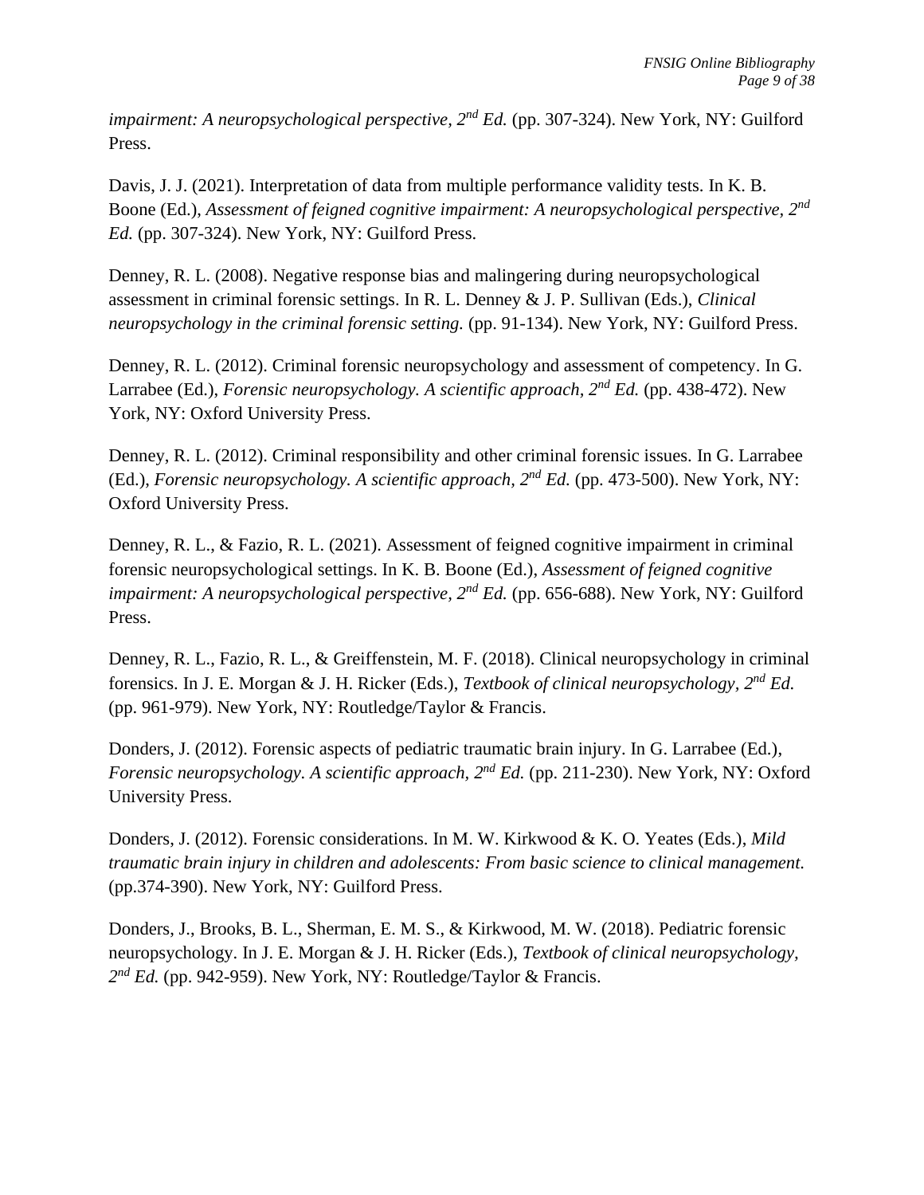*impairment: A neuropsychological perspective, 2nd Ed.* (pp. 307-324). New York, NY: Guilford Press.

Davis, J. J. (2021). Interpretation of data from multiple performance validity tests. In K. B. Boone (Ed.), *Assessment of feigned cognitive impairment: A neuropsychological perspective, 2nd Ed.* (pp. 307-324). New York, NY: Guilford Press.

Denney, R. L. (2008). Negative response bias and malingering during neuropsychological assessment in criminal forensic settings. In R. L. Denney & J. P. Sullivan (Eds.), *Clinical neuropsychology in the criminal forensic setting.* (pp. 91-134). New York, NY: Guilford Press.

Denney, R. L. (2012). Criminal forensic neuropsychology and assessment of competency. In G. Larrabee (Ed.), *Forensic neuropsychology. A scientific approach, 2nd Ed.* (pp. 438-472). New York, NY: Oxford University Press.

Denney, R. L. (2012). Criminal responsibility and other criminal forensic issues. In G. Larrabee (Ed.), *Forensic neuropsychology. A scientific approach, 2nd Ed.* (pp. 473-500). New York, NY: Oxford University Press.

Denney, R. L., & Fazio, R. L. (2021). Assessment of feigned cognitive impairment in criminal forensic neuropsychological settings. In K. B. Boone (Ed.), *Assessment of feigned cognitive impairment: A neuropsychological perspective, 2nd Ed.* (pp. 656-688). New York, NY: Guilford Press.

Denney, R. L., Fazio, R. L., & Greiffenstein, M. F. (2018). Clinical neuropsychology in criminal forensics. In J. E. Morgan & J. H. Ricker (Eds.), *Textbook of clinical neuropsychology, 2nd Ed.* (pp. 961-979). New York, NY: Routledge/Taylor & Francis.

Donders, J. (2012). Forensic aspects of pediatric traumatic brain injury. In G. Larrabee (Ed.), *Forensic neuropsychology. A scientific approach, 2nd Ed.* (pp. 211-230). New York, NY: Oxford University Press.

Donders, J. (2012). Forensic considerations. In M. W. Kirkwood & K. O. Yeates (Eds.), *Mild traumatic brain injury in children and adolescents: From basic science to clinical management.* (pp.374-390). New York, NY: Guilford Press.

Donders, J., Brooks, B. L., Sherman, E. M. S., & Kirkwood, M. W. (2018). Pediatric forensic neuropsychology. In J. E. Morgan & J. H. Ricker (Eds.), *Textbook of clinical neuropsychology, 2nd Ed.* (pp. 942-959). New York, NY: Routledge/Taylor & Francis.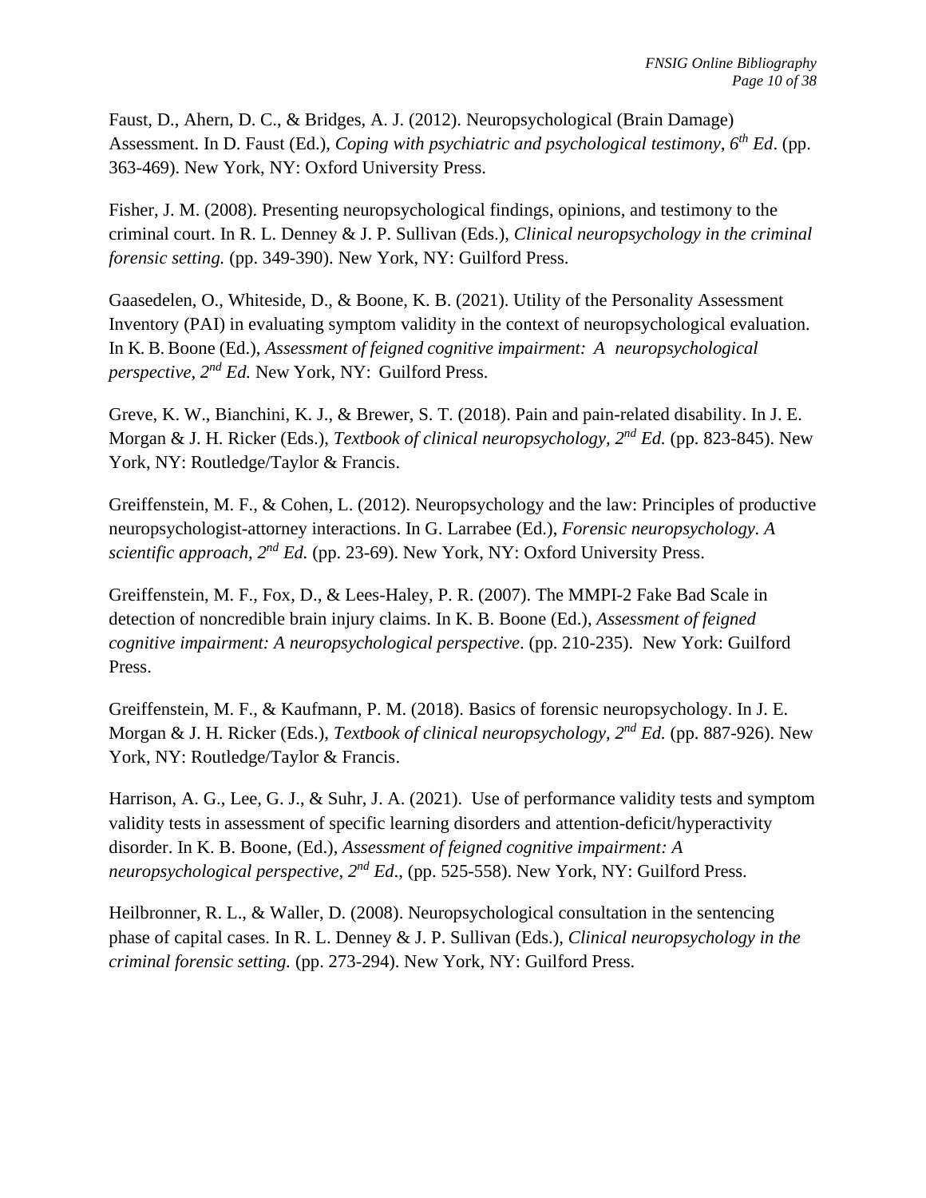Faust, D., Ahern, D. C., & Bridges, A. J. (2012). Neuropsychological (Brain Damage) Assessment. In D. Faust (Ed.), *Coping with psychiatric and psychological testimony, 6th Ed*. (pp. 363-469). New York, NY: Oxford University Press.

Fisher, J. M. (2008). Presenting neuropsychological findings, opinions, and testimony to the criminal court. In R. L. Denney & J. P. Sullivan (Eds.), *Clinical neuropsychology in the criminal forensic setting.* (pp. 349-390). New York, NY: Guilford Press.

Gaasedelen, O., Whiteside, D., & Boone, K. B. (2021). Utility of the Personality Assessment Inventory (PAI) in evaluating symptom validity in the context of neuropsychological evaluation. In K. B. Boone (Ed.), *Assessment of feigned cognitive impairment: A neuropsychological perspective, 2nd Ed.* New York, NY: Guilford Press.

Greve, K. W., Bianchini, K. J., & Brewer, S. T. (2018). Pain and pain-related disability. In J. E. Morgan & J. H. Ricker (Eds.), *Textbook of clinical neuropsychology, 2nd Ed.* (pp. 823-845). New York, NY: Routledge/Taylor & Francis.

Greiffenstein, M. F., & Cohen, L. (2012). Neuropsychology and the law: Principles of productive neuropsychologist-attorney interactions. In G. Larrabee (Ed.), *Forensic neuropsychology. A scientific approach, 2nd Ed.* (pp. 23-69). New York, NY: Oxford University Press.

Greiffenstein, M. F., Fox, D., & Lees-Haley, P. R. (2007). The MMPI-2 Fake Bad Scale in detection of noncredible brain injury claims. In K. B. Boone (Ed.), *Assessment of feigned cognitive impairment: A neuropsychological perspective*. (pp. 210-235). New York: Guilford Press.

Greiffenstein, M. F., & Kaufmann, P. M. (2018). Basics of forensic neuropsychology. In J. E. Morgan & J. H. Ricker (Eds.), *Textbook of clinical neuropsychology, 2nd Ed.* (pp. 887-926). New York, NY: Routledge/Taylor & Francis.

Harrison, A. G., Lee, G. J., & Suhr, J. A. (2021). Use of performance validity tests and symptom validity tests in assessment of specific learning disorders and attention-deficit/hyperactivity disorder. In K. B. Boone, (Ed.), *Assessment of feigned cognitive impairment: A neuropsychological perspective, 2nd Ed*., (pp. 525-558). New York, NY: Guilford Press.

Heilbronner, R. L., & Waller, D. (2008). Neuropsychological consultation in the sentencing phase of capital cases. In R. L. Denney & J. P. Sullivan (Eds.), *Clinical neuropsychology in the criminal forensic setting.* (pp. 273-294). New York, NY: Guilford Press.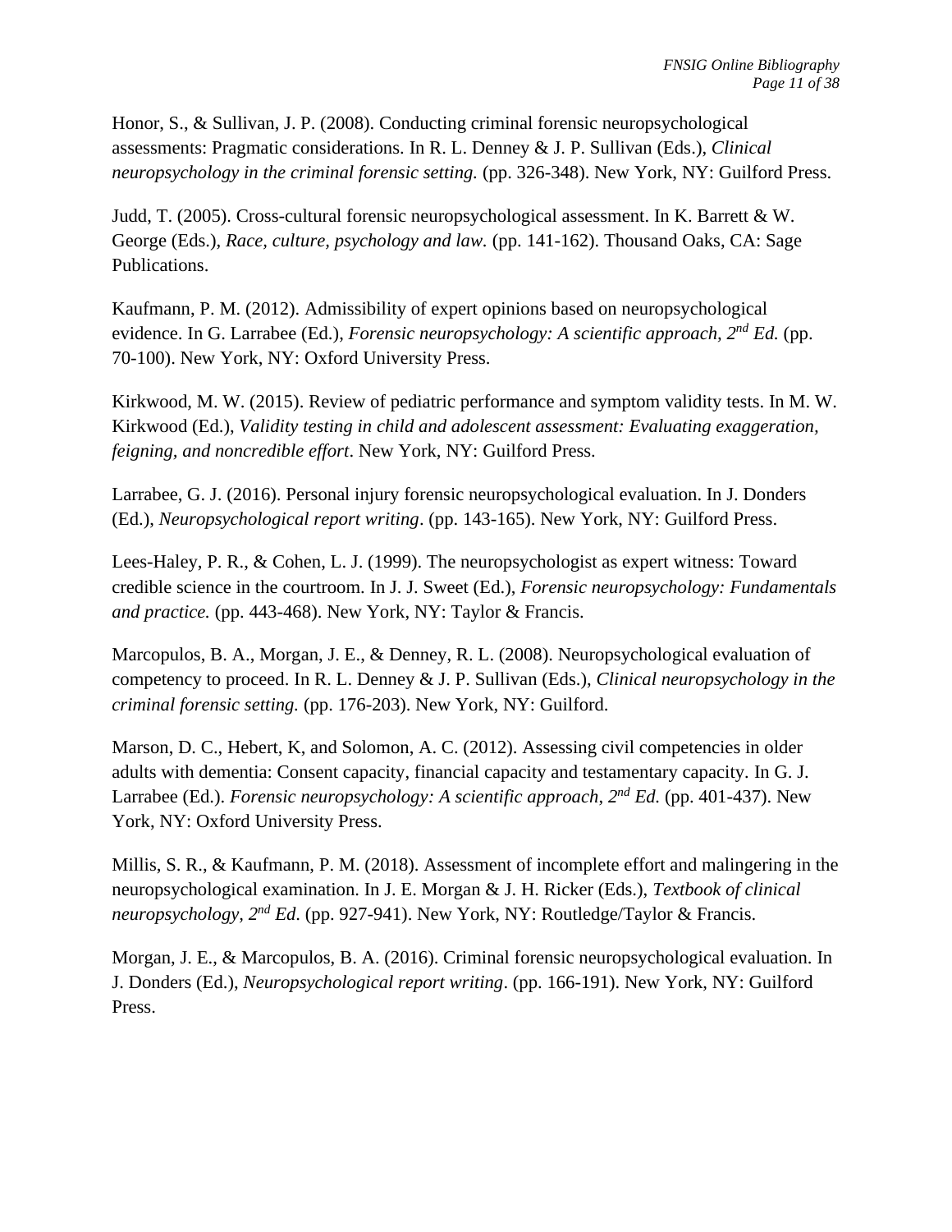Honor, S., & Sullivan, J. P. (2008). Conducting criminal forensic neuropsychological assessments: Pragmatic considerations. In R. L. Denney & J. P. Sullivan (Eds.), *Clinical neuropsychology in the criminal forensic setting.* (pp. 326-348). New York, NY: Guilford Press.

Judd, T. (2005). Cross-cultural forensic neuropsychological assessment. In K. Barrett & W. George (Eds.), *Race, culture, psychology and law.* (pp. 141-162). Thousand Oaks, CA: Sage Publications.

Kaufmann, P. M. (2012). Admissibility of expert opinions based on neuropsychological evidence. In G. Larrabee (Ed.), *Forensic neuropsychology: A scientific approach, 2nd Ed.* (pp. 70-100). New York, NY: Oxford University Press.

Kirkwood, M. W. (2015). Review of pediatric performance and symptom validity tests. In M. W. Kirkwood (Ed.), *Validity testing in child and adolescent assessment: Evaluating exaggeration, feigning, and noncredible effort*. New York, NY: Guilford Press.

Larrabee, G. J. (2016). Personal injury forensic neuropsychological evaluation. In J. Donders (Ed.), *Neuropsychological report writing*. (pp. 143-165). New York, NY: Guilford Press.

Lees-Haley, P. R., & Cohen, L. J. (1999). The neuropsychologist as expert witness: Toward credible science in the courtroom. In J. J. Sweet (Ed.), *Forensic neuropsychology: Fundamentals and practice.* (pp. 443-468). New York, NY: Taylor & Francis.

Marcopulos, B. A., Morgan, J. E., & Denney, R. L. (2008). Neuropsychological evaluation of competency to proceed. In R. L. Denney & J. P. Sullivan (Eds.), *Clinical neuropsychology in the criminal forensic setting.* (pp. 176-203). New York, NY: Guilford.

Marson, D. C., Hebert, K, and Solomon, A. C. (2012). Assessing civil competencies in older adults with dementia: Consent capacity, financial capacity and testamentary capacity. In G. J. Larrabee (Ed.). *Forensic neuropsychology: A scientific approach*, *2nd Ed.* (pp. 401-437). New York, NY: Oxford University Press.

Millis, S. R., & Kaufmann, P. M. (2018). Assessment of incomplete effort and malingering in the neuropsychological examination. In J. E. Morgan & J. H. Ricker (Eds.), *Textbook of clinical neuropsychology, 2nd Ed.* (pp. 927-941). New York, NY: Routledge/Taylor & Francis.

Morgan, J. E., & Marcopulos, B. A. (2016). Criminal forensic neuropsychological evaluation. In J. Donders (Ed.), *Neuropsychological report writing*. (pp. 166-191). New York, NY: Guilford Press.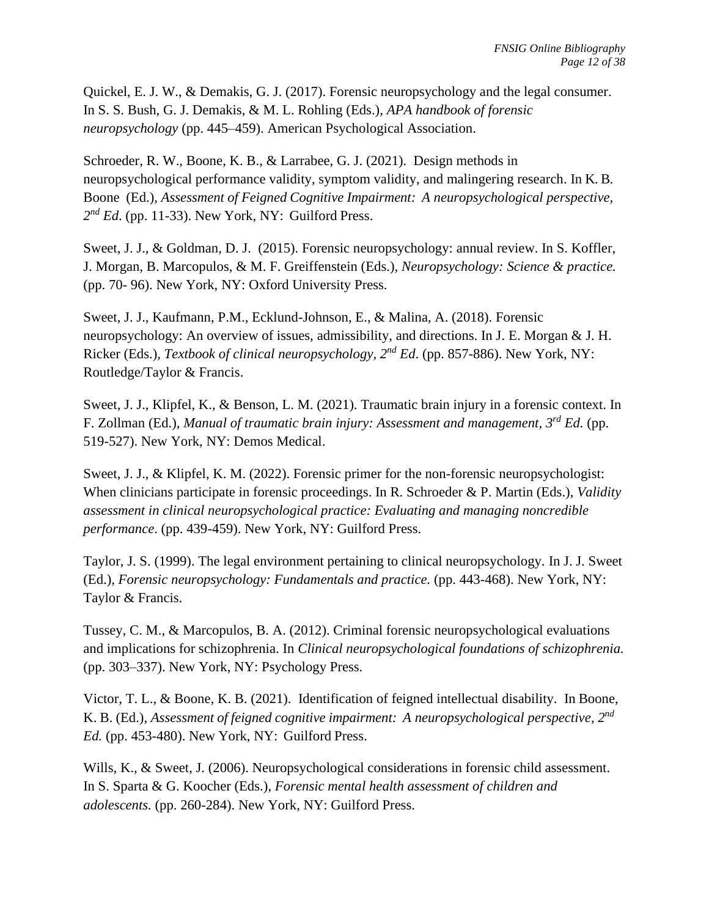Quickel, E. J. W., & Demakis, G. J. (2017). Forensic neuropsychology and the legal consumer. In S. S. Bush, G. J. Demakis, & M. L. Rohling (Eds.), *APA handbook of forensic neuropsychology* (pp. 445–459). American Psychological Association.

Schroeder, R. W., Boone, K. B., & Larrabee, G. J. (2021). Design methods in neuropsychological performance validity, symptom validity, and malingering research. In K. B. Boone (Ed.), *Assessment of Feigned Cognitive Impairment: A neuropsychological perspective, 2nd Ed*. (pp. 11-33). New York, NY: Guilford Press.

Sweet, J. J., & Goldman, D. J. (2015). Forensic neuropsychology: annual review. In S. Koffler, J. Morgan, B. Marcopulos, & M. F. Greiffenstein (Eds.), *Neuropsychology: Science & practice.* (pp. 70- 96). New York, NY: Oxford University Press.

Sweet, J. J., Kaufmann, P.M., Ecklund-Johnson, E., & Malina, A. (2018). Forensic neuropsychology: An overview of issues, admissibility, and directions. In J. E. Morgan & J. H. Ricker (Eds.), *Textbook of clinical neuropsychology, 2nd Ed*. (pp. 857-886). New York, NY: Routledge/Taylor & Francis.

Sweet, J. J., Klipfel, K., & Benson, L. M. (2021). Traumatic brain injury in a forensic context. In F. Zollman (Ed.), *Manual of traumatic brain injury: Assessment and management*, *3rd Ed.* (pp. 519-527). New York, NY: Demos Medical.

Sweet, J. J., & Klipfel, K. M. (2022). Forensic primer for the non-forensic neuropsychologist: When clinicians participate in forensic proceedings. In R. Schroeder & P. Martin (Eds.), *Validity assessment in clinical neuropsychological practice: Evaluating and managing noncredible performance*. (pp. 439-459). New York, NY: Guilford Press.

Taylor, J. S. (1999). The legal environment pertaining to clinical neuropsychology. In J. J. Sweet (Ed.), *Forensic neuropsychology: Fundamentals and practice.* (pp. 443-468). New York, NY: Taylor & Francis.

Tussey, C. M., & Marcopulos, B. A. (2012). Criminal forensic neuropsychological evaluations and implications for schizophrenia. In *Clinical neuropsychological foundations of schizophrenia.* (pp. 303–337). New York, NY: Psychology Press.

Victor, T. L., & Boone, K. B. (2021). Identification of feigned intellectual disability. In Boone, K. B. (Ed.), *Assessment of feigned cognitive impairment: A neuropsychological perspective, 2nd Ed.* (pp. 453-480). New York, NY: Guilford Press.

Wills, K., & Sweet, J. (2006). Neuropsychological considerations in forensic child assessment. In S. Sparta & G. Koocher (Eds.), *Forensic mental health assessment of children and adolescents.* (pp. 260-284). New York, NY: Guilford Press.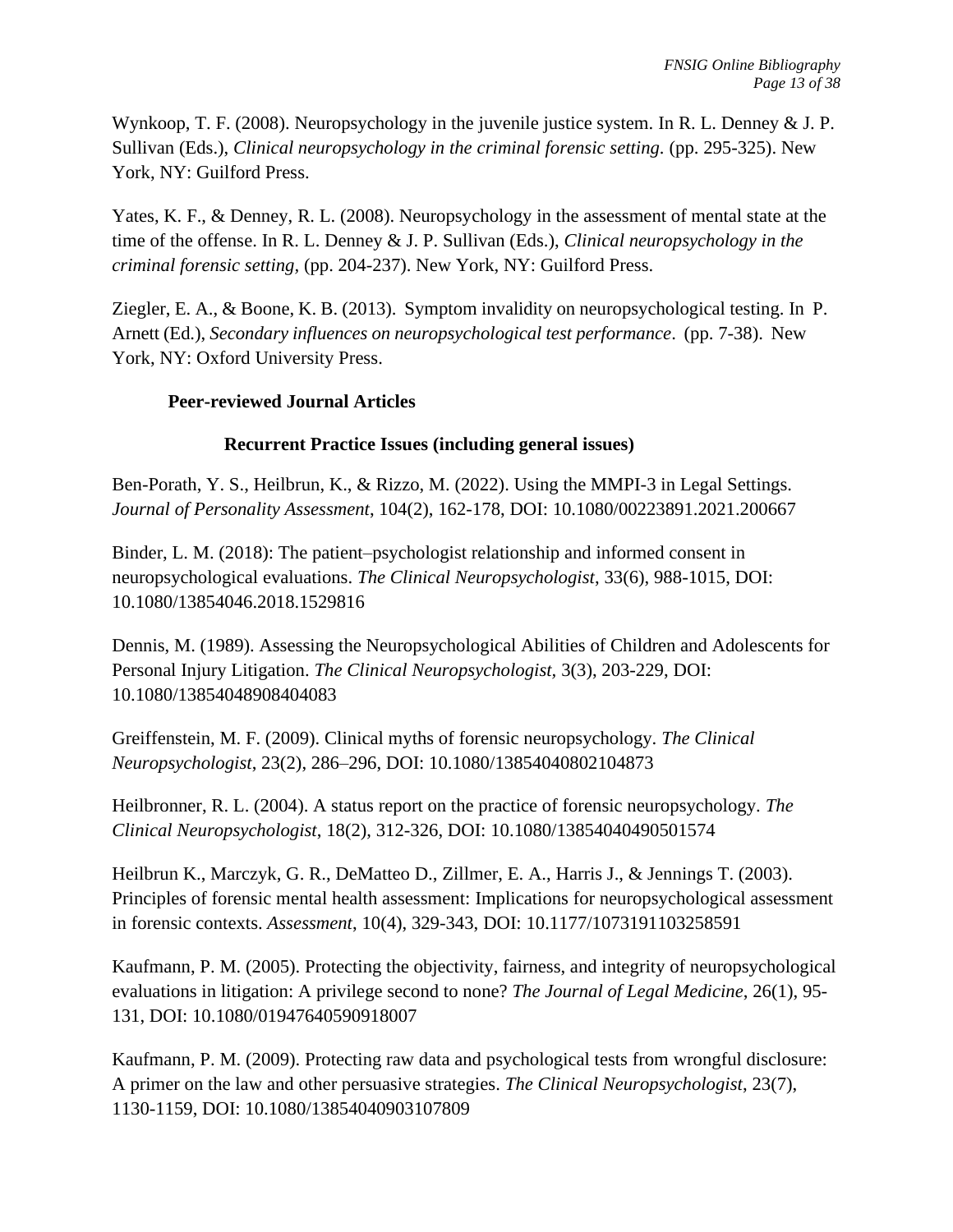Wynkoop, T. F. (2008). Neuropsychology in the juvenile justice system. In R. L. Denney & J. P. Sullivan (Eds.), *Clinical neuropsychology in the criminal forensic setting.* (pp. 295-325). New York, NY: Guilford Press.

Yates, K. F., & Denney, R. L. (2008). Neuropsychology in the assessment of mental state at the time of the offense. In R. L. Denney & J. P. Sullivan (Eds.), *Clinical neuropsychology in the criminal forensic setting,* (pp. 204-237). New York, NY: Guilford Press.

Ziegler, E. A., & Boone, K. B. (2013). Symptom invalidity on neuropsychological testing. In P. Arnett (Ed.), *Secondary influences on neuropsychological test performance*. (pp. 7-38). New York, NY: Oxford University Press.

## Peer-reviewed Journal Articles

### Recurrent Practice Issues (including general issues)

Ben-Porath, Y. S., Heilbrun, K., & Rizzo, M. (2022). Using the MMPI-3 in Legal Settings. *Journal of Personality Assessment*, 104(2), 162-178, DOI: 10.1080/00223891.2021.200667

Binder, L. M. (2018): The patient–psychologist relationship and informed consent in neuropsychological evaluations. *The Clinical Neuropsychologist*, 33(6), 988-1015, DOI: 10.1080/13854046.2018.1529816

Dennis, M. (1989). Assessing the Neuropsychological Abilities of Children and Adolescents for Personal Injury Litigation. *The Clinical Neuropsychologist*, 3(3), 203-229, DOI: 10.1080/13854048908404083

Greiffenstein, M. F. (2009). Clinical myths of forensic neuropsychology. *The Clinical Neuropsychologist*, 23(2), 286–296, DOI: 10.1080/13854040802104873

Heilbronner, R. L. (2004). A status report on the practice of forensic neuropsychology. *The Clinical Neuropsychologist*, 18(2), 312-326, DOI: 10.1080/13854040490501574

Heilbrun K., Marczyk, G. R., DeMatteo D., Zillmer, E. A., Harris J., & Jennings T. (2003). Principles of forensic mental health assessment: Implications for neuropsychological assessment in forensic contexts. *Assessment*, 10(4), 329-343, DOI: 10.1177/1073191103258591

Kaufmann, P. M. (2005). Protecting the objectivity, fairness, and integrity of neuropsychological evaluations in litigation: A privilege second to none? *The Journal of Legal Medicine*, 26(1), 95-131, DOI: 10.1080/01947640590918007

Kaufmann, P. M. (2009). Protecting raw data and psychological tests from wrongful disclosure: A primer on the law and other persuasive strategies. *The Clinical Neuropsychologist*, 23(7), 1130-1159, DOI: 10.1080/13854040903107809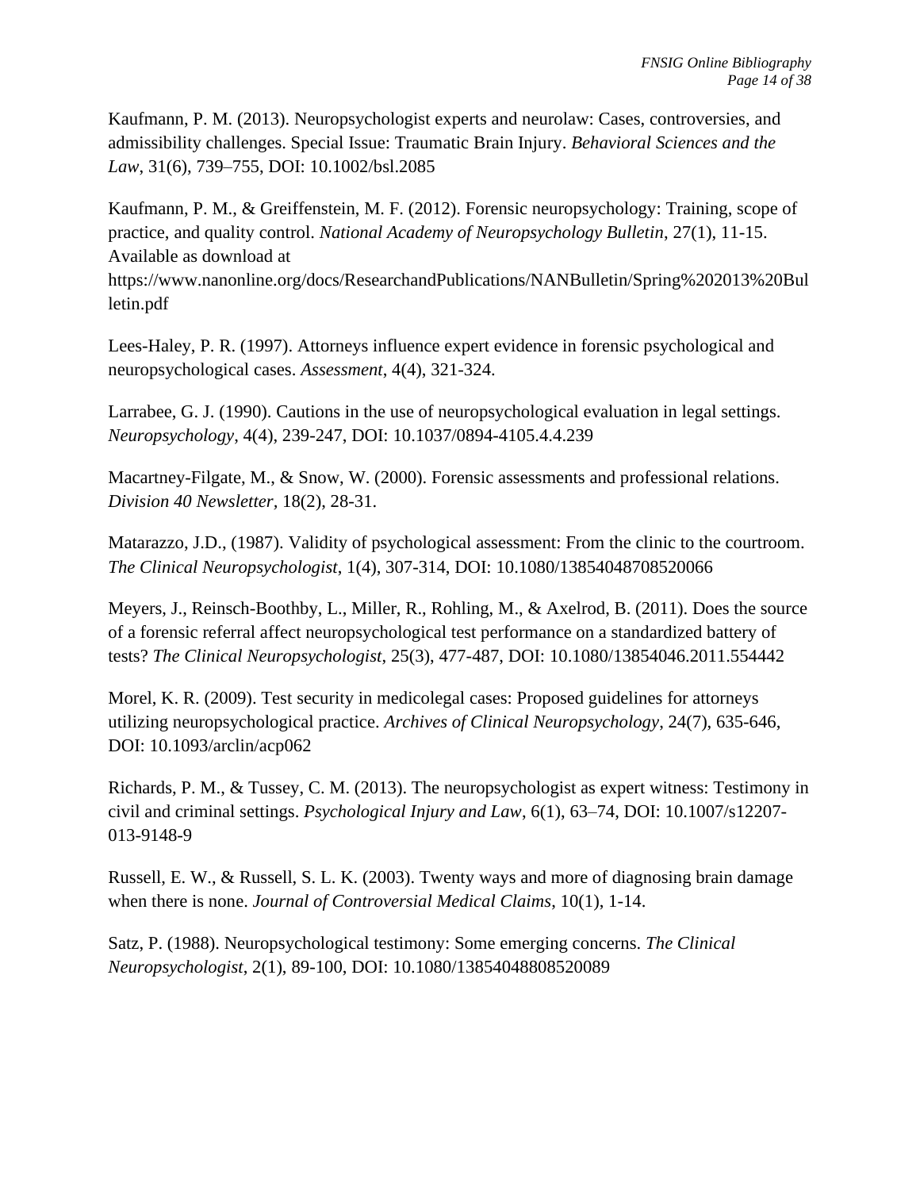Kaufmann, P. M. (2013). Neuropsychologist experts and neurolaw: Cases, controversies, and admissibility challenges. Special Issue: Traumatic Brain Injury. *Behavioral Sciences and the Law*, 31(6), 739–755, DOI: 10.1002/bsl.2085

Kaufmann, P. M., & Greiffenstein, M. F. (2012). Forensic neuropsychology: Training, scope of practice, and quality control. *National Academy of Neuropsychology Bulletin*, 27(1), 11-15. Available as download at https://www.nanonline.org/docs/ResearchandPublications/NANBulletin/Spring%202013%20Bulletin.pdf

Lees-Haley, P. R. (1997). Attorneys influence expert evidence in forensic psychological and neuropsychological cases. *Assessment*, 4(4), 321-324.

Larrabee, G. J. (1990). Cautions in the use of neuropsychological evaluation in legal settings. *Neuropsychology*, 4(4), 239-247, DOI: 10.1037/0894-4105.4.4.239

Macartney-Filgate, M., & Snow, W. (2000). Forensic assessments and professional relations. *Division 40 Newsletter*, 18(2), 28-31.

Matarazzo, J.D., (1987). Validity of psychological assessment: From the clinic to the courtroom. *The Clinical Neuropsychologist*, 1(4), 307-314, DOI: 10.1080/13854048708520066

Meyers, J., Reinsch-Boothby, L., Miller, R., Rohling, M., & Axelrod, B. (2011). Does the source of a forensic referral affect neuropsychological test performance on a standardized battery of tests? *The Clinical Neuropsychologist*, 25(3), 477-487, DOI: 10.1080/13854046.2011.554442

Morel, K. R. (2009). Test security in medicolegal cases: Proposed guidelines for attorneys utilizing neuropsychological practice. *Archives of Clinical Neuropsychology*, 24(7), 635-646, DOI: 10.1093/arclin/acp062

Richards, P. M., & Tussey, C. M. (2013). The neuropsychologist as expert witness: Testimony in civil and criminal settings. *Psychological Injury and Law*, 6(1), 63–74, DOI: 10.1007/s12207-013-9148-9

Russell, E. W., & Russell, S. L. K. (2003). Twenty ways and more of diagnosing brain damage when there is none. *Journal of Controversial Medical Claims*, 10(1), 1-14.

Satz, P. (1988). Neuropsychological testimony: Some emerging concerns. *The Clinical Neuropsychologist*, 2(1), 89-100, DOI: 10.1080/13854048808520089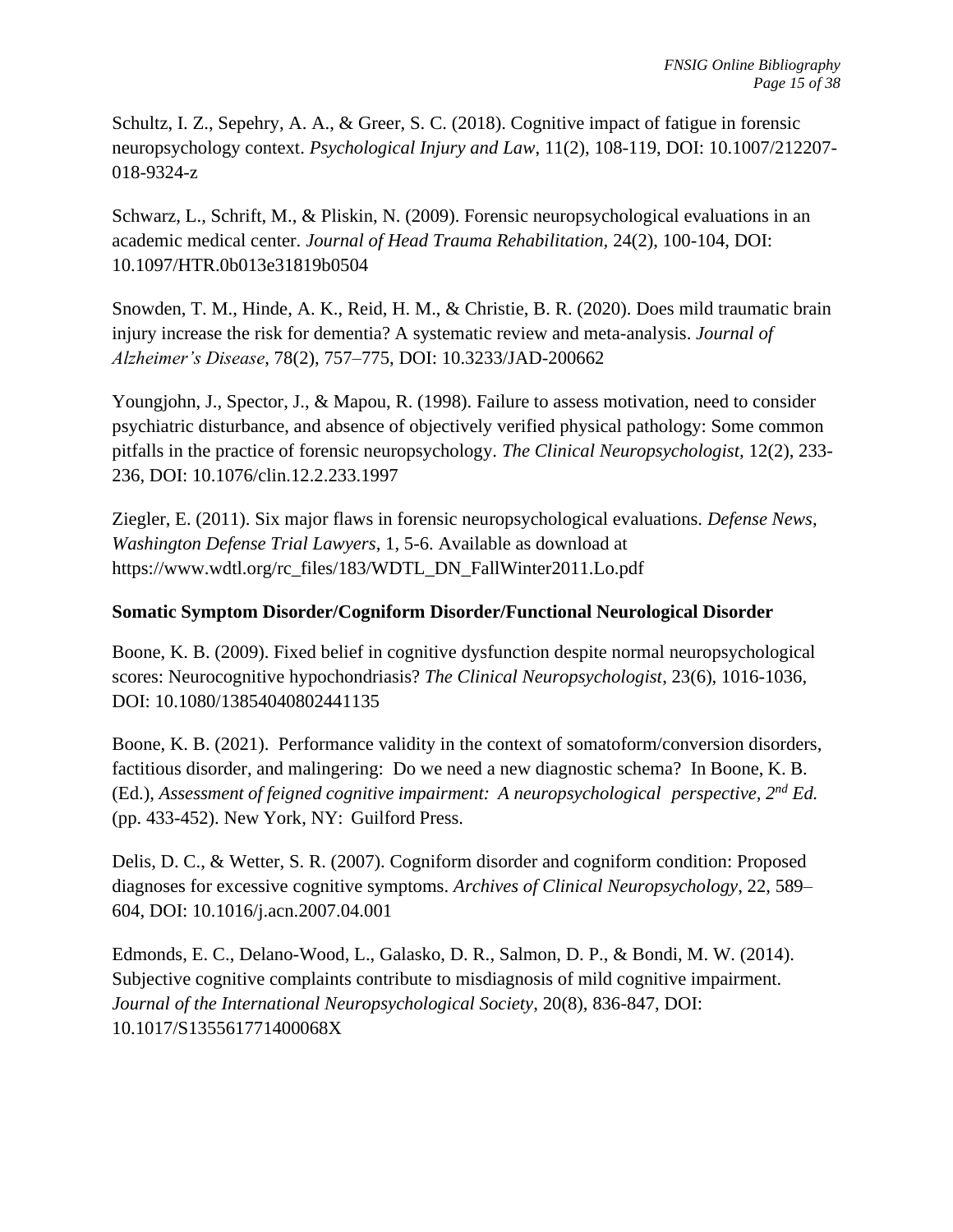Schultz, I. Z., Sepehry, A. A., & Greer, S. C. (2018). Cognitive impact of fatigue in forensic neuropsychology context. *Psychological Injury and Law*, 11(2), 108-119, DOI: 10.1007/212207-018-9324-z

Schwarz, L., Schrift, M., & Pliskin, N. (2009). Forensic neuropsychological evaluations in an academic medical center. *Journal of Head Trauma Rehabilitation,* 24(2), 100-104, DOI: 10.1097/HTR.0b013e31819b0504

Snowden, T. M., Hinde, A. K., Reid, H. M., & Christie, B. R. (2020). Does mild traumatic brain injury increase the risk for dementia? A systematic review and meta-analysis. *Journal of Alzheimer's Disease*, 78(2), 757–775, DOI: 10.3233/JAD-200662

Youngjohn, J., Spector, J., & Mapou, R. (1998). Failure to assess motivation, need to consider psychiatric disturbance, and absence of objectively verified physical pathology: Some common pitfalls in the practice of forensic neuropsychology. *The Clinical Neuropsychologist,* 12(2), 233-236, DOI: 10.1076/clin.12.2.233.1997

Ziegler, E. (2011). Six major flaws in forensic neuropsychological evaluations. *Defense News, Washington Defense Trial Lawyers*, 1, 5-6. Available as download at https://www.wdtl.org/rc_files/183/WDTL_DN_FallWinter2011.Lo.pdf

**Somatic Symptom Disorder/Cogniform Disorder/Functional Neurological Disorder**

Boone, K. B. (2009). Fixed belief in cognitive dysfunction despite normal neuropsychological scores: Neurocognitive hypochondriasis? *The Clinical Neuropsychologist*, 23(6), 1016-1036, DOI: 10.1080/13854040802441135

Boone, K. B. (2021). Performance validity in the context of somatoform/conversion disorders, factitious disorder, and malingering: Do we need a new diagnostic schema? In Boone, K. B. (Ed.), *Assessment of feigned cognitive impairment: A neuropsychological perspective, 2nd Ed.* (pp. 433-452). New York, NY: Guilford Press.

Delis, D. C., & Wetter, S. R. (2007). Cogniform disorder and cogniform condition: Proposed diagnoses for excessive cognitive symptoms. *Archives of Clinical Neuropsychology*, 22, 589–604, DOI: 10.1016/j.acn.2007.04.001

Edmonds, E. C., Delano-Wood, L., Galasko, D. R., Salmon, D. P., & Bondi, M. W. (2014). Subjective cognitive complaints contribute to misdiagnosis of mild cognitive impairment. *Journal of the International Neuropsychological Society*, 20(8), 836-847, DOI: 10.1017/S135561771400068X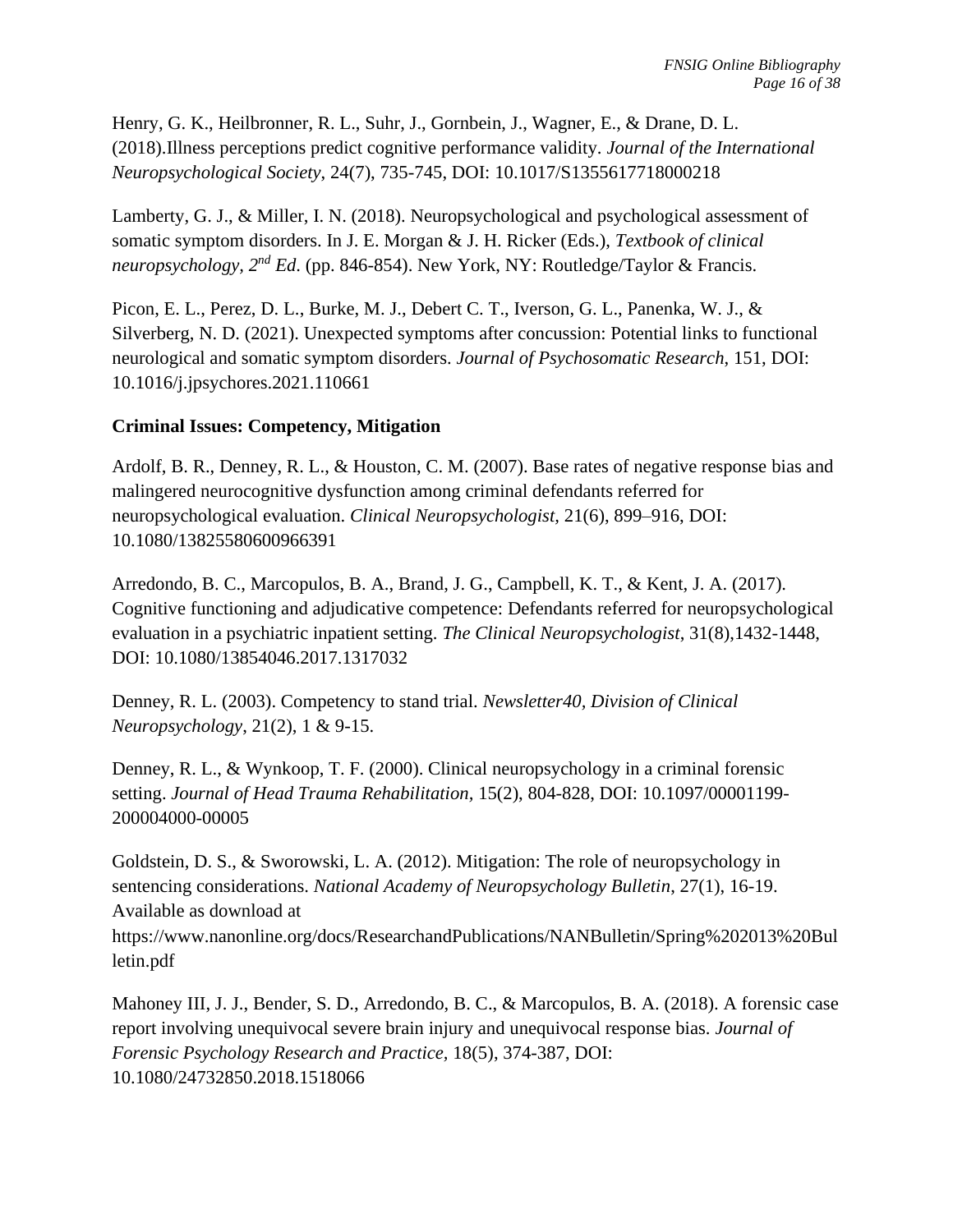Henry, G. K., Heilbronner, R. L., Suhr, J., Gornbein, J., Wagner, E., & Drane, D. L. (2018).Illness perceptions predict cognitive performance validity. *Journal of the International Neuropsychological Society*, 24(7), 735-745, DOI: 10.1017/S1355617718000218

Lamberty, G. J., & Miller, I. N. (2018). Neuropsychological and psychological assessment of somatic symptom disorders. In J. E. Morgan & J. H. Ricker (Eds.), *Textbook of clinical neuropsychology, 2nd Ed*. (pp. 846-854). New York, NY: Routledge/Taylor & Francis.

Picon, E. L., Perez, D. L., Burke, M. J., Debert C. T., Iverson, G. L., Panenka, W. J., & Silverberg, N. D. (2021). Unexpected symptoms after concussion: Potential links to functional neurological and somatic symptom disorders. *Journal of Psychosomatic Research*, 151, DOI: 10.1016/j.jpsychores.2021.110661

**Criminal Issues: Competency, Mitigation**

Ardolf, B. R., Denney, R. L., & Houston, C. M. (2007). Base rates of negative response bias and malingered neurocognitive dysfunction among criminal defendants referred for neuropsychological evaluation. *Clinical Neuropsychologist,* 21(6), 899–916, DOI: 10.1080/13825580600966391

Arredondo, B. C., Marcopulos, B. A., Brand, J. G., Campbell, K. T., & Kent, J. A. (2017). Cognitive functioning and adjudicative competence: Defendants referred for neuropsychological evaluation in a psychiatric inpatient setting. *The Clinical Neuropsychologist*, 31(8),1432-1448, DOI: 10.1080/13854046.2017.1317032

Denney, R. L. (2003). Competency to stand trial. *Newsletter40, Division of Clinical Neuropsychology*, 21(2), 1 & 9-15.

Denney, R. L., & Wynkoop, T. F. (2000). Clinical neuropsychology in a criminal forensic setting. *Journal of Head Trauma Rehabilitation*, 15(2), 804-828, DOI: 10.1097/00001199-200004000-00005

Goldstein, D. S., & Sworowski, L. A. (2012). Mitigation: The role of neuropsychology in sentencing considerations. *National Academy of Neuropsychology Bulletin*, 27(1), 16-19. Available as download at https://www.nanonline.org/docs/ResearchandPublications/NANBulletin/Spring%202013%20Bulletin.pdf

Mahoney III, J. J., Bender, S. D., Arredondo, B. C., & Marcopulos, B. A. (2018). A forensic case report involving unequivocal severe brain injury and unequivocal response bias. *Journal of Forensic Psychology Research and Practice*, 18(5), 374-387, DOI: 10.1080/24732850.2018.1518066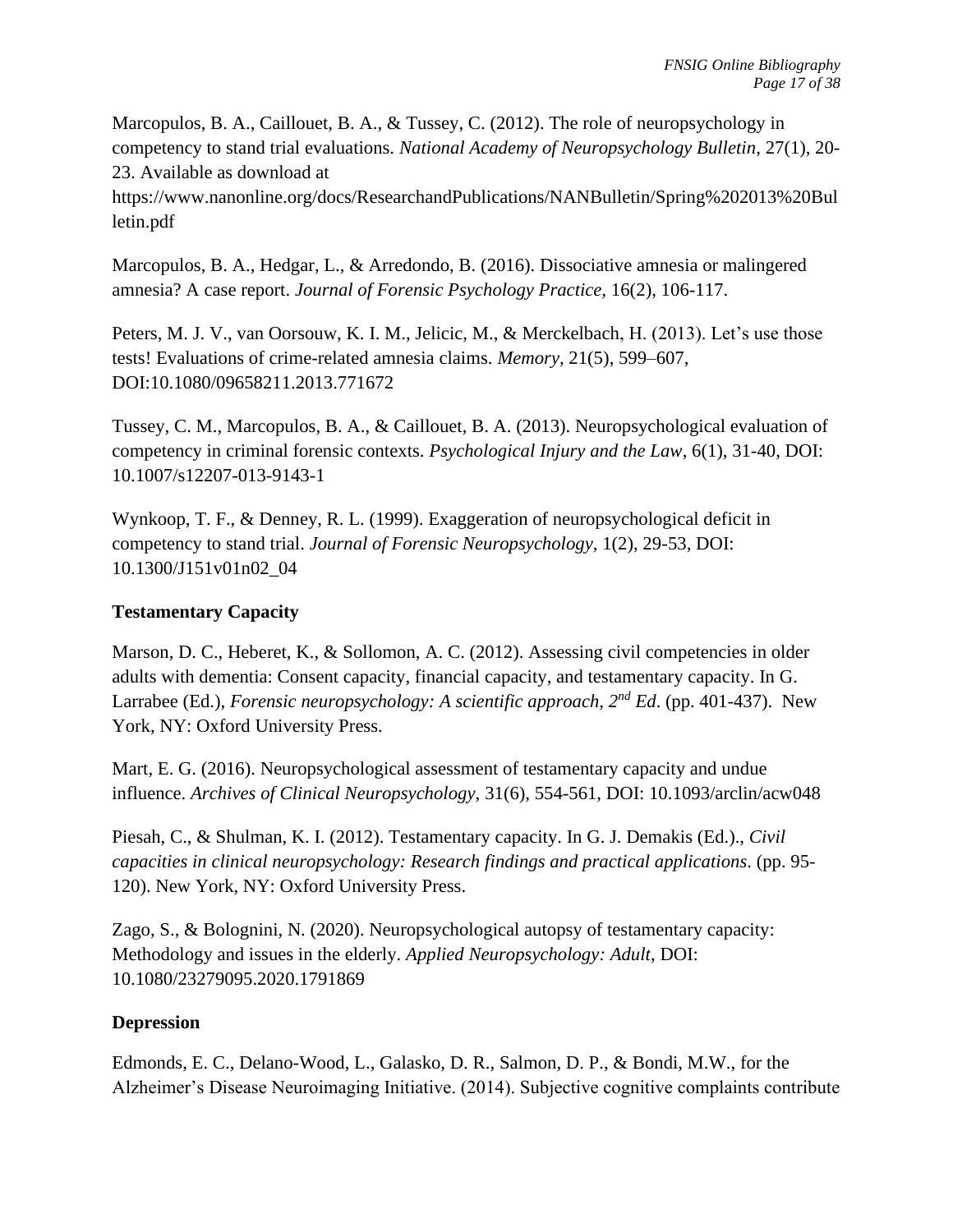Marcopulos, B. A., Caillouet, B. A., & Tussey, C. (2012). The role of neuropsychology in competency to stand trial evaluations. *National Academy of Neuropsychology Bulletin*, 27(1), 20-23. Available as download at https://www.nanonline.org/docs/ResearchandPublications/NANBulletin/Spring%202013%20Bulletin.pdf

Marcopulos, B. A., Hedgar, L., & Arredondo, B. (2016). Dissociative amnesia or malingered amnesia? A case report. *Journal of Forensic Psychology Practice,* 16(2), 106-117.

Peters, M. J. V., van Oorsouw, K. I. M., Jelicic, M., & Merckelbach, H. (2013). Let's use those tests! Evaluations of crime-related amnesia claims. *Memory,* 21(5), 599–607, DOI:10.1080/09658211.2013.771672

Tussey, C. M., Marcopulos, B. A., & Caillouet, B. A. (2013). Neuropsychological evaluation of competency in criminal forensic contexts. *Psychological Injury and the Law*, 6(1), 31-40, DOI: 10.1007/s12207-013-9143-1

Wynkoop, T. F., & Denney, R. L. (1999). Exaggeration of neuropsychological deficit in competency to stand trial. *Journal of Forensic Neuropsychology,* 1(2), 29-53, DOI: 10.1300/J151v01n02_04

**Testamentary Capacity**

Marson, D. C., Heberet, K., & Sollomon, A. C. (2012). Assessing civil competencies in older adults with dementia: Consent capacity, financial capacity, and testamentary capacity. In G. Larrabee (Ed.), *Forensic neuropsychology: A scientific approach, 2nd Ed*. (pp. 401-437). New York, NY: Oxford University Press.

Mart, E. G. (2016). Neuropsychological assessment of testamentary capacity and undue influence. *Archives of Clinical Neuropsychology*, 31(6), 554-561, DOI: 10.1093/arclin/acw048

Piesah, C., & Shulman, K. I. (2012). Testamentary capacity. In G. J. Demakis (Ed.)., *Civil capacities in clinical neuropsychology: Research findings and practical applications*. (pp. 95-120). New York, NY: Oxford University Press.

Zago, S., & Bolognini, N. (2020). Neuropsychological autopsy of testamentary capacity: Methodology and issues in the elderly. *Applied Neuropsychology: Adult*, DOI: 10.1080/23279095.2020.1791869

**Depression**

Edmonds, E. C., Delano-Wood, L., Galasko, D. R., Salmon, D. P., & Bondi, M.W., for the Alzheimer's Disease Neuroimaging Initiative. (2014). Subjective cognitive complaints contribute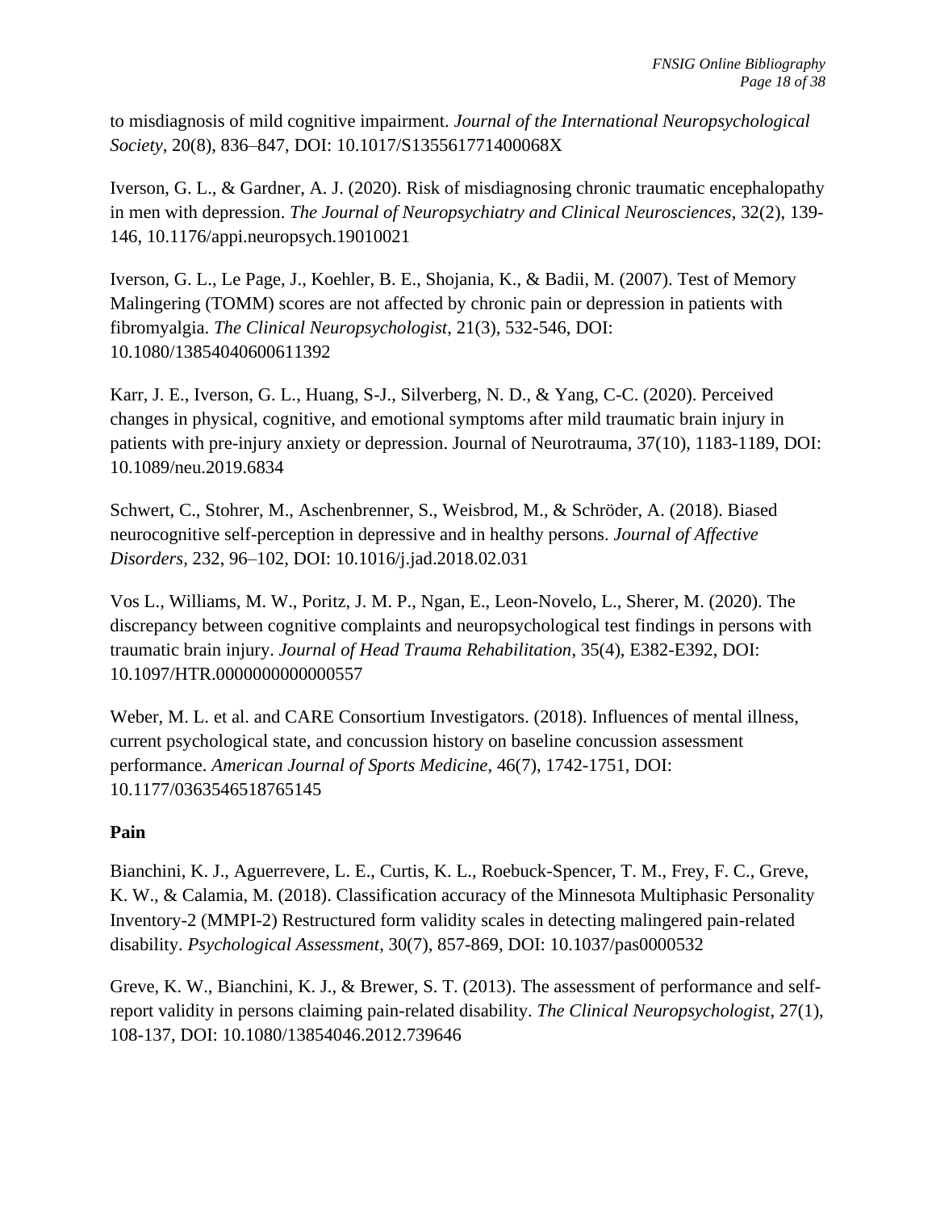to misdiagnosis of mild cognitive impairment. *Journal of the International Neuropsychological Society*, 20(8), 836–847, DOI: 10.1017/S135561771400068X

Iverson, G. L., & Gardner, A. J. (2020). Risk of misdiagnosing chronic traumatic encephalopathy in men with depression. *The Journal of Neuropsychiatry and Clinical Neurosciences*, 32(2), 139-146, 10.1176/appi.neuropsych.19010021

Iverson, G. L., Le Page, J., Koehler, B. E., Shojania, K., & Badii, M. (2007). Test of Memory Malingering (TOMM) scores are not affected by chronic pain or depression in patients with fibromyalgia. *The Clinical Neuropsychologist*, 21(3), 532-546, DOI: 10.1080/13854040600611392

Karr, J. E., Iverson, G. L., Huang, S-J., Silverberg, N. D., & Yang, C-C. (2020). Perceived changes in physical, cognitive, and emotional symptoms after mild traumatic brain injury in patients with pre-injury anxiety or depression. Journal of Neurotrauma, 37(10), 1183-1189, DOI: 10.1089/neu.2019.6834

Schwert, C., Stohrer, M., Aschenbrenner, S., Weisbrod, M., & Schröder, A. (2018). Biased neurocognitive self-perception in depressive and in healthy persons. *Journal of Affective Disorders*, 232, 96–102, DOI: 10.1016/j.jad.2018.02.031

Vos L., Williams, M. W., Poritz, J. M. P., Ngan, E., Leon-Novelo, L., Sherer, M. (2020). The discrepancy between cognitive complaints and neuropsychological test findings in persons with traumatic brain injury. *Journal of Head Trauma Rehabilitation*, 35(4), E382-E392, DOI: 10.1097/HTR.0000000000000557

Weber, M. L. et al. and CARE Consortium Investigators. (2018). Influences of mental illness, current psychological state, and concussion history on baseline concussion assessment performance. *American Journal of Sports Medicine*, 46(7), 1742-1751, DOI: 10.1177/0363546518765145

**Pain**

Bianchini, K. J., Aguerrevere, L. E., Curtis, K. L., Roebuck-Spencer, T. M., Frey, F. C., Greve, K. W., & Calamia, M. (2018). Classification accuracy of the Minnesota Multiphasic Personality Inventory-2 (MMPI-2) Restructured form validity scales in detecting malingered pain-related disability. *Psychological Assessment*, 30(7), 857-869, DOI: 10.1037/pas0000532

Greve, K. W., Bianchini, K. J., & Brewer, S. T. (2013). The assessment of performance and self-report validity in persons claiming pain-related disability. *The Clinical Neuropsychologist*, 27(1), 108-137, DOI: 10.1080/13854046.2012.739646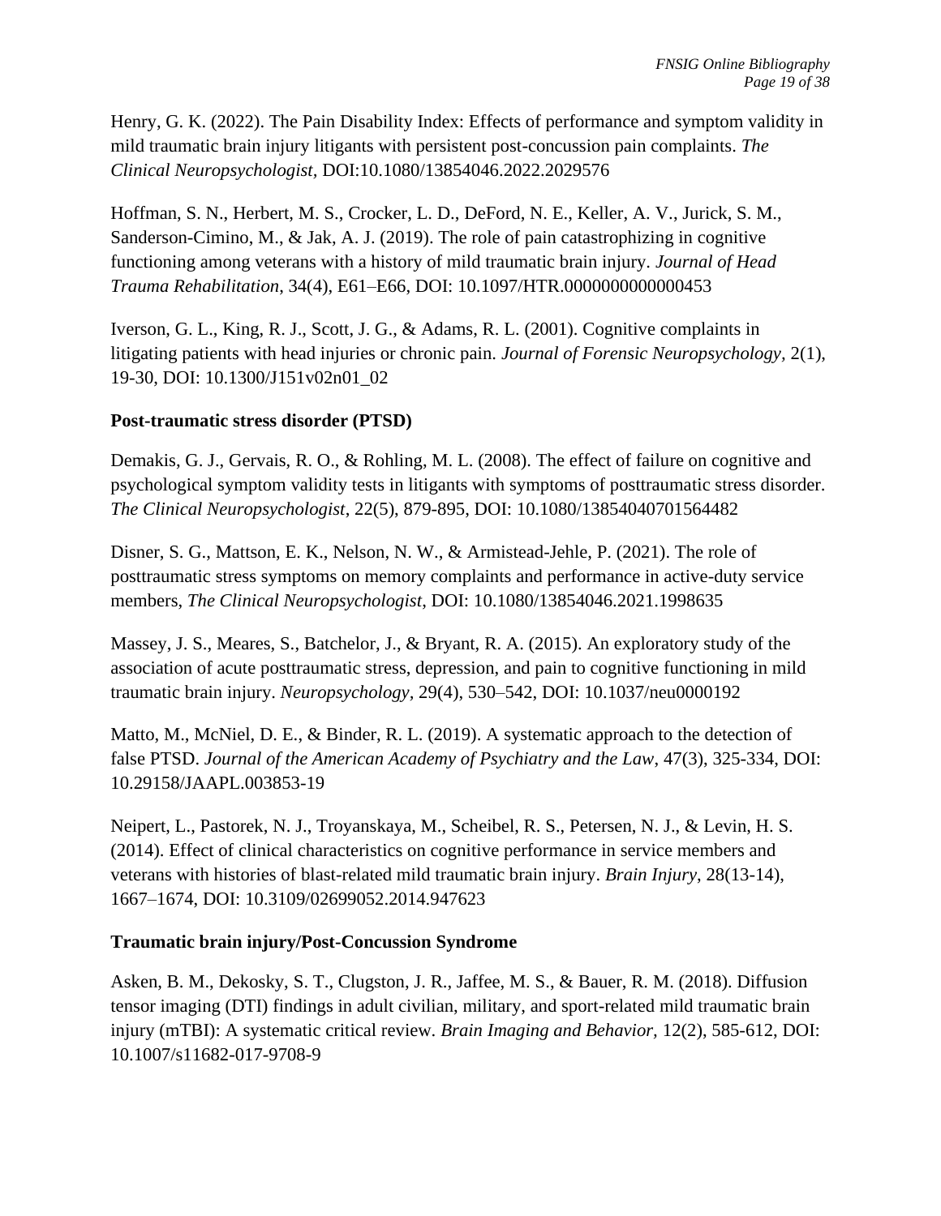Henry, G. K. (2022). The Pain Disability Index: Effects of performance and symptom validity in mild traumatic brain injury litigants with persistent post-concussion pain complaints. *The Clinical Neuropsychologist*, DOI:10.1080/13854046.2022.2029576

Hoffman, S. N., Herbert, M. S., Crocker, L. D., DeFord, N. E., Keller, A. V., Jurick, S. M., Sanderson-Cimino, M., & Jak, A. J. (2019). The role of pain catastrophizing in cognitive functioning among veterans with a history of mild traumatic brain injury. *Journal of Head Trauma Rehabilitation*, 34(4), E61–E66, DOI: 10.1097/HTR.0000000000000453

Iverson, G. L., King, R. J., Scott, J. G., & Adams, R. L. (2001). Cognitive complaints in litigating patients with head injuries or chronic pain. *Journal of Forensic Neuropsychology*, 2(1), 19-30, DOI: 10.1300/J151v02n01_02

**Post-traumatic stress disorder (PTSD)**

Demakis, G. J., Gervais, R. O., & Rohling, M. L. (2008). The effect of failure on cognitive and psychological symptom validity tests in litigants with symptoms of posttraumatic stress disorder. *The Clinical Neuropsychologist*, 22(5), 879-895, DOI: 10.1080/13854040701564482

Disner, S. G., Mattson, E. K., Nelson, N. W., & Armistead-Jehle, P. (2021). The role of posttraumatic stress symptoms on memory complaints and performance in active-duty service members, *The Clinical Neuropsychologist*, DOI: 10.1080/13854046.2021.1998635

Massey, J. S., Meares, S., Batchelor, J., & Bryant, R. A. (2015). An exploratory study of the association of acute posttraumatic stress, depression, and pain to cognitive functioning in mild traumatic brain injury. *Neuropsychology*, 29(4), 530–542, DOI: 10.1037/neu0000192

Matto, M., McNiel, D. E., & Binder, R. L. (2019). A systematic approach to the detection of false PTSD. *Journal of the American Academy of Psychiatry and the Law*, 47(3), 325-334, DOI: 10.29158/JAAPL.003853-19

Neipert, L., Pastorek, N. J., Troyanskaya, M., Scheibel, R. S., Petersen, N. J., & Levin, H. S. (2014). Effect of clinical characteristics on cognitive performance in service members and veterans with histories of blast-related mild traumatic brain injury. *Brain Injury*, 28(13-14), 1667–1674, DOI: 10.3109/02699052.2014.947623

**Traumatic brain injury/Post-Concussion Syndrome**

Asken, B. M., Dekosky, S. T., Clugston, J. R., Jaffee, M. S., & Bauer, R. M. (2018). Diffusion tensor imaging (DTI) findings in adult civilian, military, and sport-related mild traumatic brain injury (mTBI): A systematic critical review. *Brain Imaging and Behavior*, 12(2), 585-612, DOI: 10.1007/s11682-017-9708-9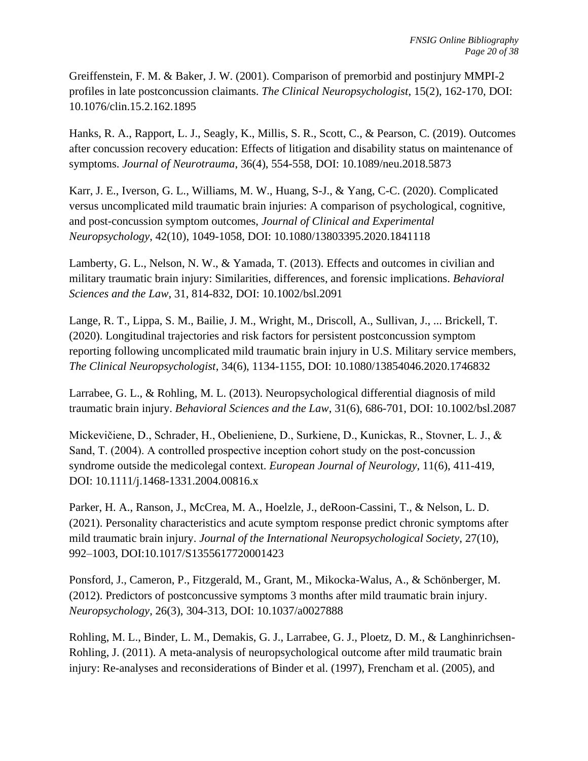Greiffenstein, F. M. & Baker, J. W. (2001). Comparison of premorbid and postinjury MMPI-2 profiles in late postconcussion claimants. *The Clinical Neuropsychologist*, 15(2), 162-170, DOI: 10.1076/clin.15.2.162.1895

Hanks, R. A., Rapport, L. J., Seagly, K., Millis, S. R., Scott, C., & Pearson, C. (2019). Outcomes after concussion recovery education: Effects of litigation and disability status on maintenance of symptoms. *Journal of Neurotrauma*, 36(4), 554-558, DOI: 10.1089/neu.2018.5873

Karr, J. E., Iverson, G. L., Williams, M. W., Huang, S-J., & Yang, C-C. (2020). Complicated versus uncomplicated mild traumatic brain injuries: A comparison of psychological, cognitive, and post-concussion symptom outcomes, *Journal of Clinical and Experimental Neuropsychology*, 42(10), 1049-1058, DOI: 10.1080/13803395.2020.1841118

Lamberty, G. L., Nelson, N. W., & Yamada, T. (2013). Effects and outcomes in civilian and military traumatic brain injury: Similarities, differences, and forensic implications. *Behavioral Sciences and the Law*, 31, 814-832, DOI: 10.1002/bsl.2091

Lange, R. T., Lippa, S. M., Bailie, J. M., Wright, M., Driscoll, A., Sullivan, J., ... Brickell, T. (2020). Longitudinal trajectories and risk factors for persistent postconcussion symptom reporting following uncomplicated mild traumatic brain injury in U.S. Military service members, *The Clinical Neuropsychologist*, 34(6), 1134-1155, DOI: 10.1080/13854046.2020.1746832

Larrabee, G. L., & Rohling, M. L. (2013). Neuropsychological differential diagnosis of mild traumatic brain injury. *Behavioral Sciences and the Law*, 31(6), 686-701, DOI: 10.1002/bsl.2087

Mickevičiene, D., Schrader, H., Obelieniene, D., Surkiene, D., Kunickas, R., Stovner, L. J., & Sand, T. (2004). A controlled prospective inception cohort study on the post-concussion syndrome outside the medicolegal context. *European Journal of Neurology*, 11(6), 411-419, DOI: 10.1111/j.1468-1331.2004.00816.x

Parker, H. A., Ranson, J., McCrea, M. A., Hoelzle, J., deRoon-Cassini, T., & Nelson, L. D. (2021). Personality characteristics and acute symptom response predict chronic symptoms after mild traumatic brain injury. *Journal of the International Neuropsychological Society*, 27(10), 992–1003, DOI:10.1017/S1355617720001423

Ponsford, J., Cameron, P., Fitzgerald, M., Grant, M., Mikocka-Walus, A., & Schönberger, M. (2012). Predictors of postconcussive symptoms 3 months after mild traumatic brain injury. *Neuropsychology*, 26(3), 304-313, DOI: 10.1037/a0027888

Rohling, M. L., Binder, L. M., Demakis, G. J., Larrabee, G. J., Ploetz, D. M., & Langhinrichsen-Rohling, J. (2011). A meta-analysis of neuropsychological outcome after mild traumatic brain injury: Re-analyses and reconsiderations of Binder et al. (1997), Frencham et al. (2005), and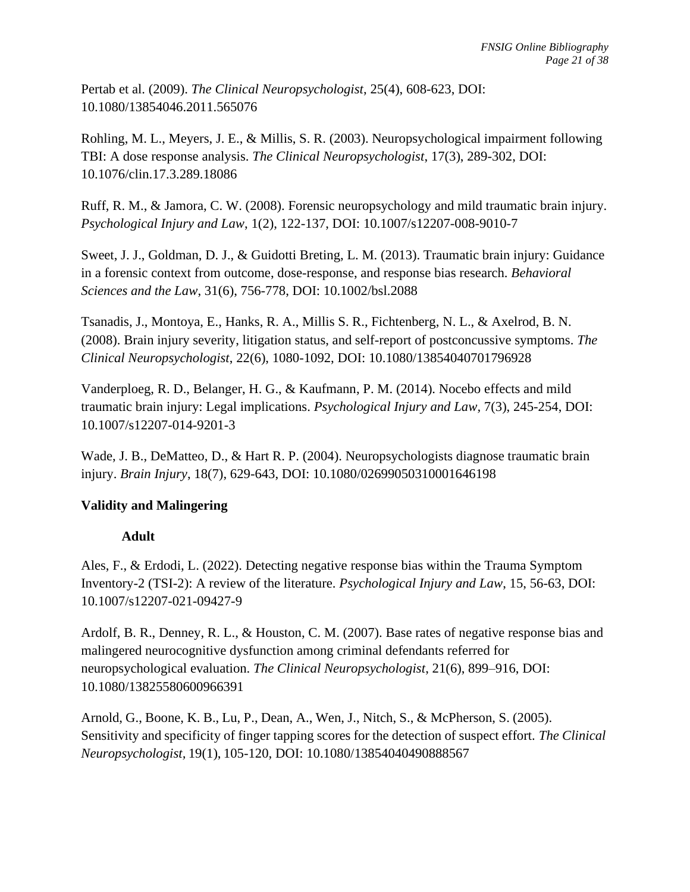Pertab et al. (2009). *The Clinical Neuropsychologist*, 25(4), 608-623, DOI: 10.1080/13854046.2011.565076

Rohling, M. L., Meyers, J. E., & Millis, S. R. (2003). Neuropsychological impairment following TBI: A dose response analysis. *The Clinical Neuropsychologist*, 17(3), 289-302, DOI: 10.1076/clin.17.3.289.18086

Ruff, R. M., & Jamora, C. W. (2008). Forensic neuropsychology and mild traumatic brain injury. *Psychological Injury and Law*, 1(2), 122-137, DOI: 10.1007/s12207-008-9010-7

Sweet, J. J., Goldman, D. J., & Guidotti Breting, L. M. (2013). Traumatic brain injury: Guidance in a forensic context from outcome, dose-response, and response bias research. *Behavioral Sciences and the Law*, 31(6), 756-778, DOI: 10.1002/bsl.2088

Tsanadis, J., Montoya, E., Hanks, R. A., Millis S. R., Fichtenberg, N. L., & Axelrod, B. N. (2008). Brain injury severity, litigation status, and self-report of postconcussive symptoms. *The Clinical Neuropsychologist*, 22(6), 1080-1092, DOI: 10.1080/13854040701796928

Vanderploeg, R. D., Belanger, H. G., & Kaufmann, P. M. (2014). Nocebo effects and mild traumatic brain injury: Legal implications. *Psychological Injury and Law,* 7(3), 245-254, DOI: 10.1007/s12207-014-9201-3

Wade, J. B., DeMatteo, D., & Hart R. P. (2004). Neuropsychologists diagnose traumatic brain injury. *Brain Injury*, 18(7), 629-643, DOI: 10.1080/02699050310001646198

## Validity and Malingering

### Adult

Ales, F., & Erdodi, L. (2022). Detecting negative response bias within the Trauma Symptom Inventory-2 (TSI-2): A review of the literature. *Psychological Injury and Law*, 15, 56-63, DOI: 10.1007/s12207-021-09427-9

Ardolf, B. R., Denney, R. L., & Houston, C. M. (2007). Base rates of negative response bias and malingered neurocognitive dysfunction among criminal defendants referred for neuropsychological evaluation. *The Clinical Neuropsychologist*, 21(6), 899–916, DOI: 10.1080/13825580600966391

Arnold, G., Boone, K. B., Lu, P., Dean, A., Wen, J., Nitch, S., & McPherson, S. (2005). Sensitivity and specificity of finger tapping scores for the detection of suspect effort. *The Clinical Neuropsychologist,* 19(1), 105-120, DOI: 10.1080/13854040490888567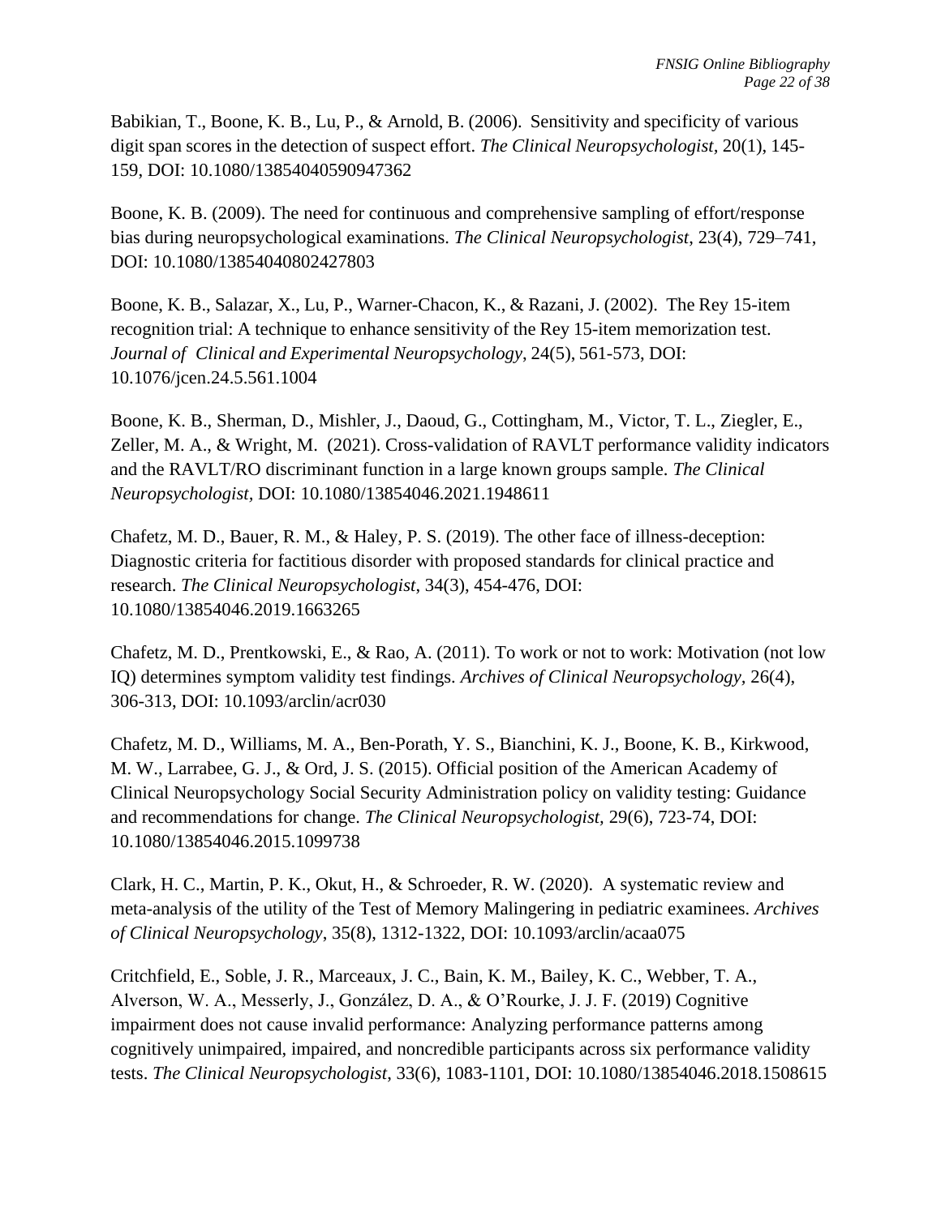Babikian, T., Boone, K. B., Lu, P., & Arnold, B. (2006). Sensitivity and specificity of various digit span scores in the detection of suspect effort. *The Clinical Neuropsychologist,* 20(1), 145-159, DOI: 10.1080/13854040590947362

Boone, K. B. (2009). The need for continuous and comprehensive sampling of effort/response bias during neuropsychological examinations. *The Clinical Neuropsychologist*, 23(4), 729–741, DOI: 10.1080/13854040802427803

Boone, K. B., Salazar, X., Lu, P., Warner-Chacon, K., & Razani, J. (2002). The Rey 15-item recognition trial: A technique to enhance sensitivity of the Rey 15-item memorization test. *Journal of Clinical and Experimental Neuropsychology*, 24(5), 561-573, DOI: 10.1076/jcen.24.5.561.1004

Boone, K. B., Sherman, D., Mishler, J., Daoud, G., Cottingham, M., Victor, T. L., Ziegler, E., Zeller, M. A., & Wright, M. (2021). Cross-validation of RAVLT performance validity indicators and the RAVLT/RO discriminant function in a large known groups sample. *The Clinical Neuropsychologist,* DOI: 10.1080/13854046.2021.1948611

Chafetz, M. D., Bauer, R. M., & Haley, P. S. (2019). The other face of illness-deception: Diagnostic criteria for factitious disorder with proposed standards for clinical practice and research. *The Clinical Neuropsychologist*, 34(3), 454-476, DOI: 10.1080/13854046.2019.1663265

Chafetz, M. D., Prentkowski, E., & Rao, A. (2011). To work or not to work: Motivation (not low IQ) determines symptom validity test findings. *Archives of Clinical Neuropsychology,* 26(4), 306-313, DOI: 10.1093/arclin/acr030

Chafetz, M. D., Williams, M. A., Ben-Porath, Y. S., Bianchini, K. J., Boone, K. B., Kirkwood, M. W., Larrabee, G. J., & Ord, J. S. (2015). Official position of the American Academy of Clinical Neuropsychology Social Security Administration policy on validity testing: Guidance and recommendations for change. *The Clinical Neuropsychologist,* 29(6), 723-74, DOI: 10.1080/13854046.2015.1099738

Clark, H. C., Martin, P. K., Okut, H., & Schroeder, R. W. (2020). A systematic review and meta-analysis of the utility of the Test of Memory Malingering in pediatric examinees. *Archives of Clinical Neuropsychology*, 35(8), 1312-1322, DOI: 10.1093/arclin/acaa075

Critchfield, E., Soble, J. R., Marceaux, J. C., Bain, K. M., Bailey, K. C., Webber, T. A., Alverson, W. A., Messerly, J., González, D. A., & O'Rourke, J. J. F. (2019) Cognitive impairment does not cause invalid performance: Analyzing performance patterns among cognitively unimpaired, impaired, and noncredible participants across six performance validity tests. *The Clinical Neuropsychologist*, 33(6), 1083-1101, DOI: 10.1080/13854046.2018.1508615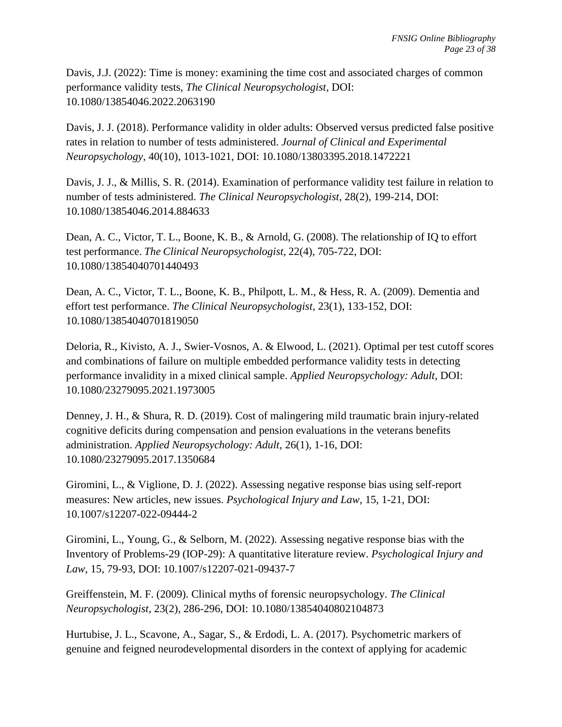Davis, J.J. (2022): Time is money: examining the time cost and associated charges of common performance validity tests, *The Clinical Neuropsychologist*, DOI: 10.1080/13854046.2022.2063190

Davis, J. J. (2018). Performance validity in older adults: Observed versus predicted false positive rates in relation to number of tests administered. *Journal of Clinical and Experimental Neuropsychology*, 40(10), 1013-1021, DOI: 10.1080/13803395.2018.1472221

Davis, J. J., & Millis, S. R. (2014). Examination of performance validity test failure in relation to number of tests administered. *The Clinical Neuropsychologist*, 28(2), 199-214, DOI: 10.1080/13854046.2014.884633

Dean, A. C., Victor, T. L., Boone, K. B., & Arnold, G. (2008). The relationship of IQ to effort test performance. *The Clinical Neuropsychologist*, 22(4), 705-722, DOI: 10.1080/13854040701440493

Dean, A. C., Victor, T. L., Boone, K. B., Philpott, L. M., & Hess, R. A. (2009). Dementia and effort test performance. *The Clinical Neuropsychologist*, 23(1), 133-152, DOI: 10.1080/13854040701819050

Deloria, R., Kivisto, A. J., Swier-Vosnos, A. & Elwood, L. (2021). Optimal per test cutoff scores and combinations of failure on multiple embedded performance validity tests in detecting performance invalidity in a mixed clinical sample. *Applied Neuropsychology: Adult*, DOI: 10.1080/23279095.2021.1973005

Denney, J. H., & Shura, R. D. (2019). Cost of malingering mild traumatic brain injury-related cognitive deficits during compensation and pension evaluations in the veterans benefits administration. *Applied Neuropsychology: Adult*, 26(1), 1-16, DOI: 10.1080/23279095.2017.1350684

Giromini, L., & Viglione, D. J. (2022). Assessing negative response bias using self-report measures: New articles, new issues. *Psychological Injury and Law*, 15, 1-21, DOI: 10.1007/s12207-022-09444-2

Giromini, L., Young, G., & Selborn, M. (2022). Assessing negative response bias with the Inventory of Problems-29 (IOP-29): A quantitative literature review. *Psychological Injury and Law*, 15, 79-93, DOI: 10.1007/s12207-021-09437-7

Greiffenstein, M. F. (2009). Clinical myths of forensic neuropsychology. *The Clinical Neuropsychologist*, 23(2), 286-296, DOI: 10.1080/13854040802104873

Hurtubise, J. L., Scavone, A., Sagar, S., & Erdodi, L. A. (2017). Psychometric markers of genuine and feigned neurodevelopmental disorders in the context of applying for academic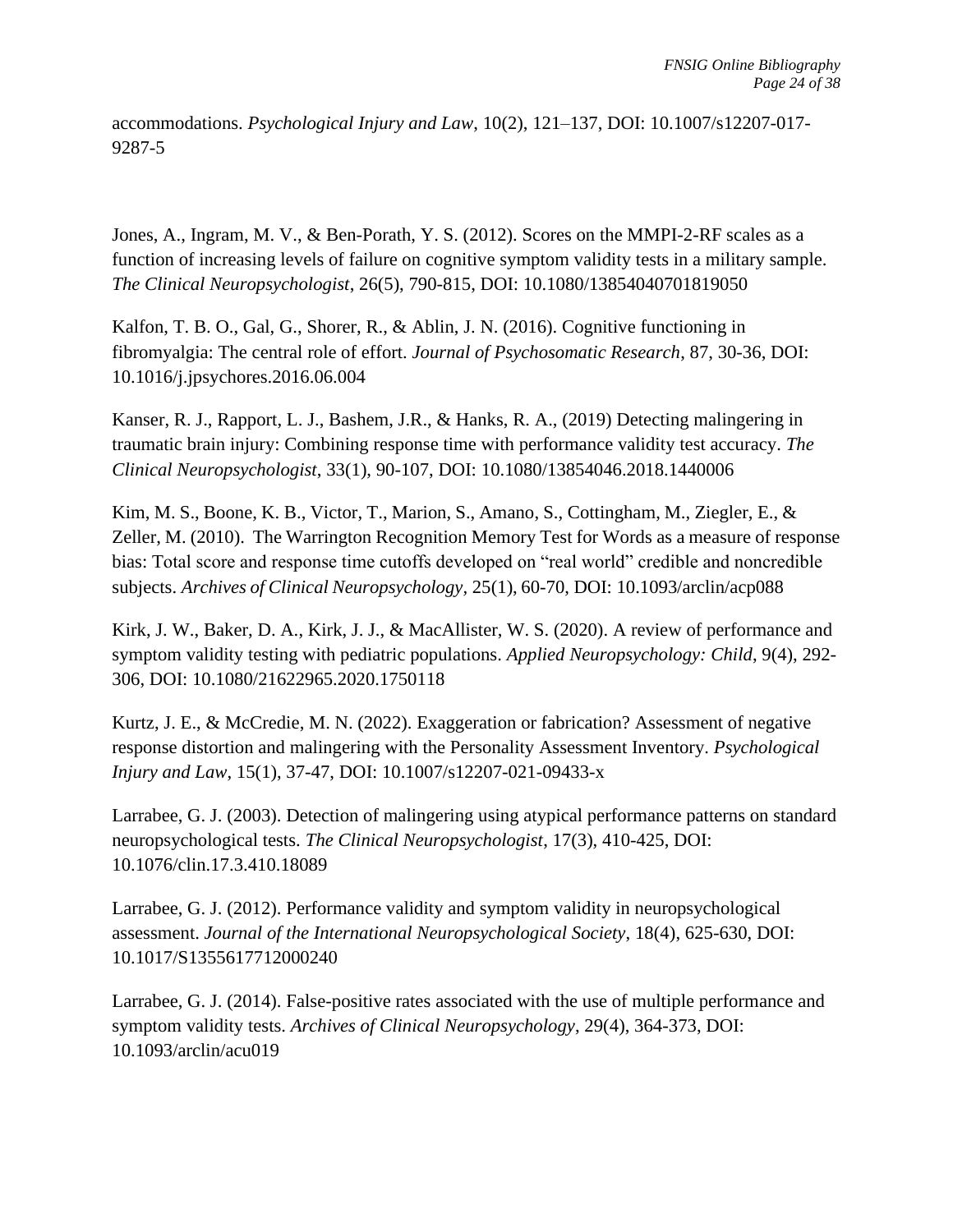accommodations. *Psychological Injury and Law*, 10(2), 121–137, DOI: 10.1007/s12207-017-9287-5

Jones, A., Ingram, M. V., & Ben-Porath, Y. S. (2012). Scores on the MMPI-2-RF scales as a function of increasing levels of failure on cognitive symptom validity tests in a military sample. *The Clinical Neuropsychologist*, 26(5), 790-815, DOI: 10.1080/13854040701819050

Kalfon, T. B. O., Gal, G., Shorer, R., & Ablin, J. N. (2016). Cognitive functioning in fibromyalgia: The central role of effort. *Journal of Psychosomatic Research*, 87, 30-36, DOI: 10.1016/j.jpsychores.2016.06.004

Kanser, R. J., Rapport, L. J., Bashem, J.R., & Hanks, R. A., (2019) Detecting malingering in traumatic brain injury: Combining response time with performance validity test accuracy. *The Clinical Neuropsychologist*, 33(1), 90-107, DOI: 10.1080/13854046.2018.1440006

Kim, M. S., Boone, K. B., Victor, T., Marion, S., Amano, S., Cottingham, M., Ziegler, E., & Zeller, M. (2010). The Warrington Recognition Memory Test for Words as a measure of response bias: Total score and response time cutoffs developed on "real world" credible and noncredible subjects. *Archives of Clinical Neuropsychology*, 25(1), 60-70, DOI: 10.1093/arclin/acp088

Kirk, J. W., Baker, D. A., Kirk, J. J., & MacAllister, W. S. (2020). A review of performance and symptom validity testing with pediatric populations. *Applied Neuropsychology: Child*, 9(4), 292-306, DOI: 10.1080/21622965.2020.1750118

Kurtz, J. E., & McCredie, M. N. (2022). Exaggeration or fabrication? Assessment of negative response distortion and malingering with the Personality Assessment Inventory. *Psychological Injury and Law*, 15(1), 37-47, DOI: 10.1007/s12207-021-09433-x

Larrabee, G. J. (2003). Detection of malingering using atypical performance patterns on standard neuropsychological tests. *The Clinical Neuropsychologist*, 17(3), 410-425, DOI: 10.1076/clin.17.3.410.18089

Larrabee, G. J. (2012). Performance validity and symptom validity in neuropsychological assessment. *Journal of the International Neuropsychological Society*, 18(4), 625-630, DOI: 10.1017/S1355617712000240

Larrabee, G. J. (2014). False-positive rates associated with the use of multiple performance and symptom validity tests. *Archives of Clinical Neuropsychology*, 29(4), 364-373, DOI: 10.1093/arclin/acu019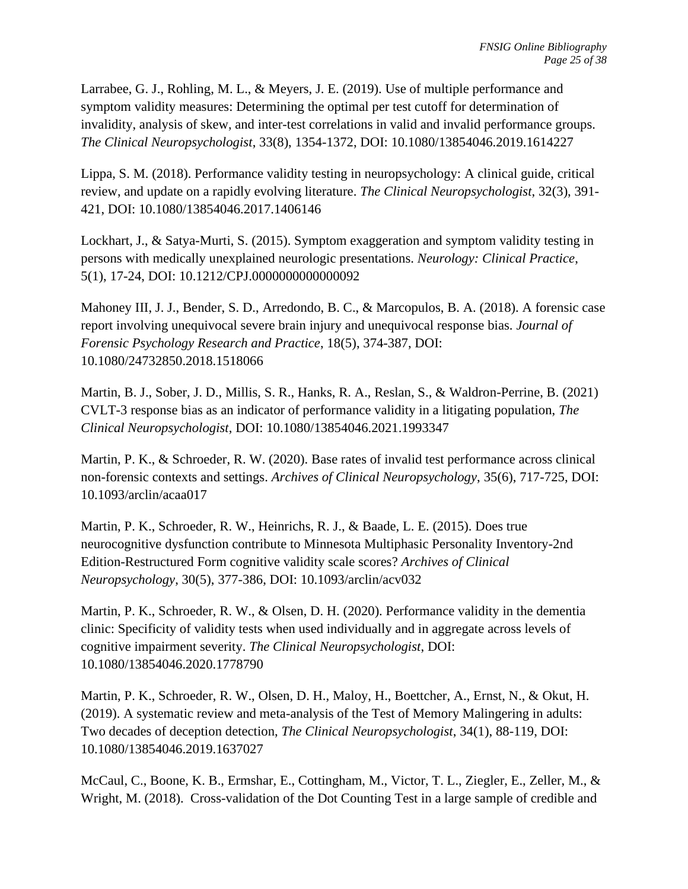Larrabee, G. J., Rohling, M. L., & Meyers, J. E. (2019). Use of multiple performance and symptom validity measures: Determining the optimal per test cutoff for determination of invalidity, analysis of skew, and inter-test correlations in valid and invalid performance groups. *The Clinical Neuropsychologist*, 33(8), 1354-1372, DOI: 10.1080/13854046.2019.1614227

Lippa, S. M. (2018). Performance validity testing in neuropsychology: A clinical guide, critical review, and update on a rapidly evolving literature. *The Clinical Neuropsychologist*, 32(3), 391-421, DOI: 10.1080/13854046.2017.1406146

Lockhart, J., & Satya-Murti, S. (2015). Symptom exaggeration and symptom validity testing in persons with medically unexplained neurologic presentations. *Neurology: Clinical Practice*, 5(1), 17-24, DOI: 10.1212/CPJ.0000000000000092

Mahoney III, J. J., Bender, S. D., Arredondo, B. C., & Marcopulos, B. A. (2018). A forensic case report involving unequivocal severe brain injury and unequivocal response bias. *Journal of Forensic Psychology Research and Practice*, 18(5), 374-387, DOI: 10.1080/24732850.2018.1518066

Martin, B. J., Sober, J. D., Millis, S. R., Hanks, R. A., Reslan, S., & Waldron-Perrine, B. (2021) CVLT-3 response bias as an indicator of performance validity in a litigating population, *The Clinical Neuropsychologist*, DOI: 10.1080/13854046.2021.1993347

Martin, P. K., & Schroeder, R. W. (2020). Base rates of invalid test performance across clinical non-forensic contexts and settings. *Archives of Clinical Neuropsychology*, 35(6), 717-725, DOI: 10.1093/arclin/acaa017

Martin, P. K., Schroeder, R. W., Heinrichs, R. J., & Baade, L. E. (2015). Does true neurocognitive dysfunction contribute to Minnesota Multiphasic Personality Inventory-2nd Edition-Restructured Form cognitive validity scale scores? *Archives of Clinical Neuropsychology*, 30(5), 377-386, DOI: 10.1093/arclin/acv032

Martin, P. K., Schroeder, R. W., & Olsen, D. H. (2020). Performance validity in the dementia clinic: Specificity of validity tests when used individually and in aggregate across levels of cognitive impairment severity. *The Clinical Neuropsychologist*, DOI: 10.1080/13854046.2020.1778790

Martin, P. K., Schroeder, R. W., Olsen, D. H., Maloy, H., Boettcher, A., Ernst, N., & Okut, H. (2019). A systematic review and meta-analysis of the Test of Memory Malingering in adults: Two decades of deception detection, *The Clinical Neuropsychologist*, 34(1), 88-119, DOI: 10.1080/13854046.2019.1637027

McCaul, C., Boone, K. B., Ermshar, E., Cottingham, M., Victor, T. L., Ziegler, E., Zeller, M., & Wright, M. (2018). Cross-validation of the Dot Counting Test in a large sample of credible and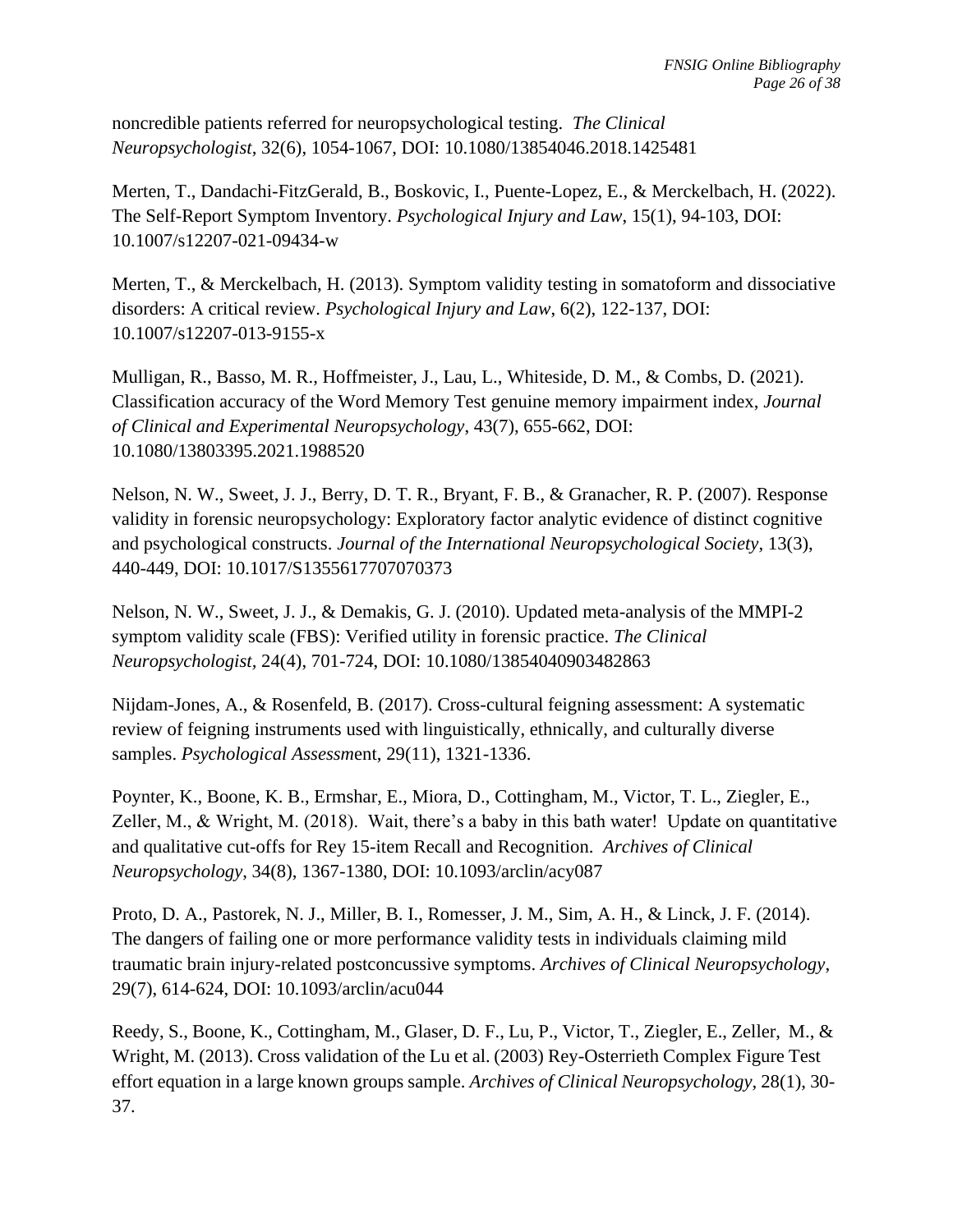noncredible patients referred for neuropsychological testing. *The Clinical Neuropsychologist*, 32(6), 1054-1067, DOI: 10.1080/13854046.2018.1425481

Merten, T., Dandachi-FitzGerald, B., Boskovic, I., Puente-Lopez, E., & Merckelbach, H. (2022). The Self-Report Symptom Inventory. *Psychological Injury and Law*, 15(1), 94-103, DOI: 10.1007/s12207-021-09434-w

Merten, T., & Merckelbach, H. (2013). Symptom validity testing in somatoform and dissociative disorders: A critical review. *Psychological Injury and Law*, 6(2), 122-137, DOI: 10.1007/s12207-013-9155-x

Mulligan, R., Basso, M. R., Hoffmeister, J., Lau, L., Whiteside, D. M., & Combs, D. (2021). Classification accuracy of the Word Memory Test genuine memory impairment index, *Journal of Clinical and Experimental Neuropsychology*, 43(7), 655-662, DOI: 10.1080/13803395.2021.1988520

Nelson, N. W., Sweet, J. J., Berry, D. T. R., Bryant, F. B., & Granacher, R. P. (2007). Response validity in forensic neuropsychology: Exploratory factor analytic evidence of distinct cognitive and psychological constructs. *Journal of the International Neuropsychological Society*, 13(3), 440-449, DOI: 10.1017/S1355617707070373

Nelson, N. W., Sweet, J. J., & Demakis, G. J. (2010). Updated meta-analysis of the MMPI-2 symptom validity scale (FBS): Verified utility in forensic practice. *The Clinical Neuropsychologist*, 24(4), 701-724, DOI: 10.1080/13854040903482863

Nijdam-Jones, A., & Rosenfeld, B. (2017). Cross-cultural feigning assessment: A systematic review of feigning instruments used with linguistically, ethnically, and culturally diverse samples. *Psychological Assessm*ent, 29(11), 1321-1336.

Poynter, K., Boone, K. B., Ermshar, E., Miora, D., Cottingham, M., Victor, T. L., Ziegler, E., Zeller, M., & Wright, M. (2018). Wait, there's a baby in this bath water! Update on quantitative and qualitative cut-offs for Rey 15-item Recall and Recognition. *Archives of Clinical Neuropsychology*, 34(8), 1367-1380, DOI: 10.1093/arclin/acy087

Proto, D. A., Pastorek, N. J., Miller, B. I., Romesser, J. M., Sim, A. H., & Linck, J. F. (2014). The dangers of failing one or more performance validity tests in individuals claiming mild traumatic brain injury-related postconcussive symptoms. *Archives of Clinical Neuropsychology*, 29(7), 614-624, DOI: 10.1093/arclin/acu044

Reedy, S., Boone, K., Cottingham, M., Glaser, D. F., Lu, P., Victor, T., Ziegler, E., Zeller, M., & Wright, M. (2013). Cross validation of the Lu et al. (2003) Rey-Osterrieth Complex Figure Test effort equation in a large known groups sample. *Archives of Clinical Neuropsychology*, 28(1), 30-37.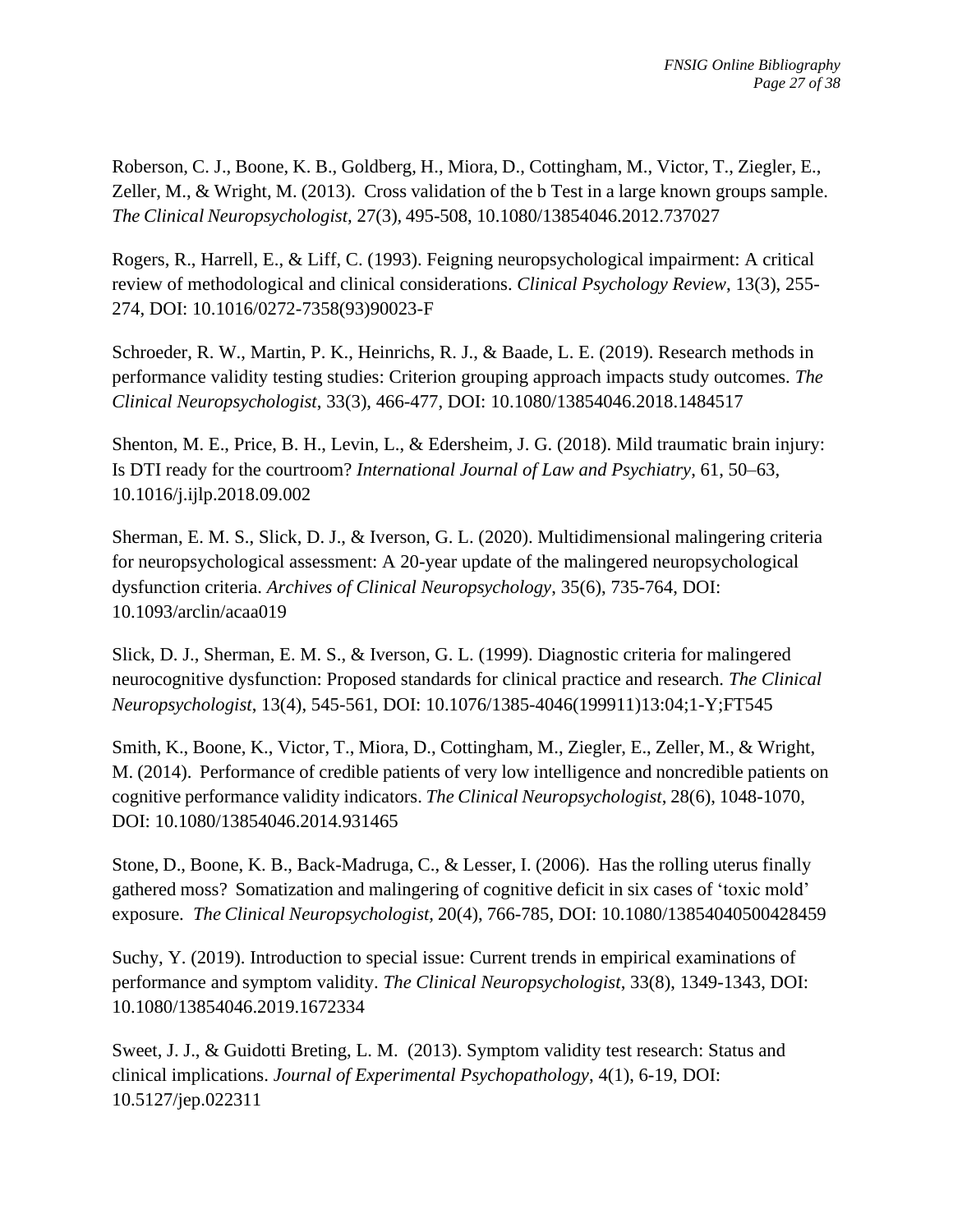Roberson, C. J., Boone, K. B., Goldberg, H., Miora, D., Cottingham, M., Victor, T., Ziegler, E., Zeller, M., & Wright, M. (2013). Cross validation of the b Test in a large known groups sample. *The Clinical Neuropsychologist,* 27(3), 495-508, 10.1080/13854046.2012.737027

Rogers, R., Harrell, E., & Liff, C. (1993). Feigning neuropsychological impairment: A critical review of methodological and clinical considerations. *Clinical Psychology Review*, 13(3), 255-274, DOI: 10.1016/0272-7358(93)90023-F

Schroeder, R. W., Martin, P. K., Heinrichs, R. J., & Baade, L. E. (2019). Research methods in performance validity testing studies: Criterion grouping approach impacts study outcomes. *The Clinical Neuropsychologist*, 33(3), 466-477, DOI: 10.1080/13854046.2018.1484517

Shenton, M. E., Price, B. H., Levin, L., & Edersheim, J. G. (2018). Mild traumatic brain injury: Is DTI ready for the courtroom? *International Journal of Law and Psychiatry*, 61, 50–63, 10.1016/j.ijlp.2018.09.002

Sherman, E. M. S., Slick, D. J., & Iverson, G. L. (2020). Multidimensional malingering criteria for neuropsychological assessment: A 20-year update of the malingered neuropsychological dysfunction criteria. *Archives of Clinical Neuropsychology*, 35(6), 735-764, DOI: 10.1093/arclin/acaa019

Slick, D. J., Sherman, E. M. S., & Iverson, G. L. (1999). Diagnostic criteria for malingered neurocognitive dysfunction: Proposed standards for clinical practice and research. *The Clinical Neuropsychologist*, 13(4), 545-561, DOI: 10.1076/1385-4046(199911)13:04;1-Y;FT545

Smith, K., Boone, K., Victor, T., Miora, D., Cottingham, M., Ziegler, E., Zeller, M., & Wright, M. (2014). Performance of credible patients of very low intelligence and noncredible patients on cognitive performance validity indicators. *The Clinical Neuropsychologist*, 28(6), 1048-1070, DOI: 10.1080/13854046.2014.931465

Stone, D., Boone, K. B., Back-Madruga, C., & Lesser, I. (2006). Has the rolling uterus finally gathered moss? Somatization and malingering of cognitive deficit in six cases of 'toxic mold' exposure. *The Clinical Neuropsychologist,* 20(4), 766-785, DOI: 10.1080/13854040500428459

Suchy, Y. (2019). Introduction to special issue: Current trends in empirical examinations of performance and symptom validity. *The Clinical Neuropsychologist*, 33(8), 1349-1343, DOI: 10.1080/13854046.2019.1672334

Sweet, J. J., & Guidotti Breting, L. M. (2013). Symptom validity test research: Status and clinical implications. *Journal of Experimental Psychopathology*, 4(1), 6-19, DOI: 10.5127/jep.022311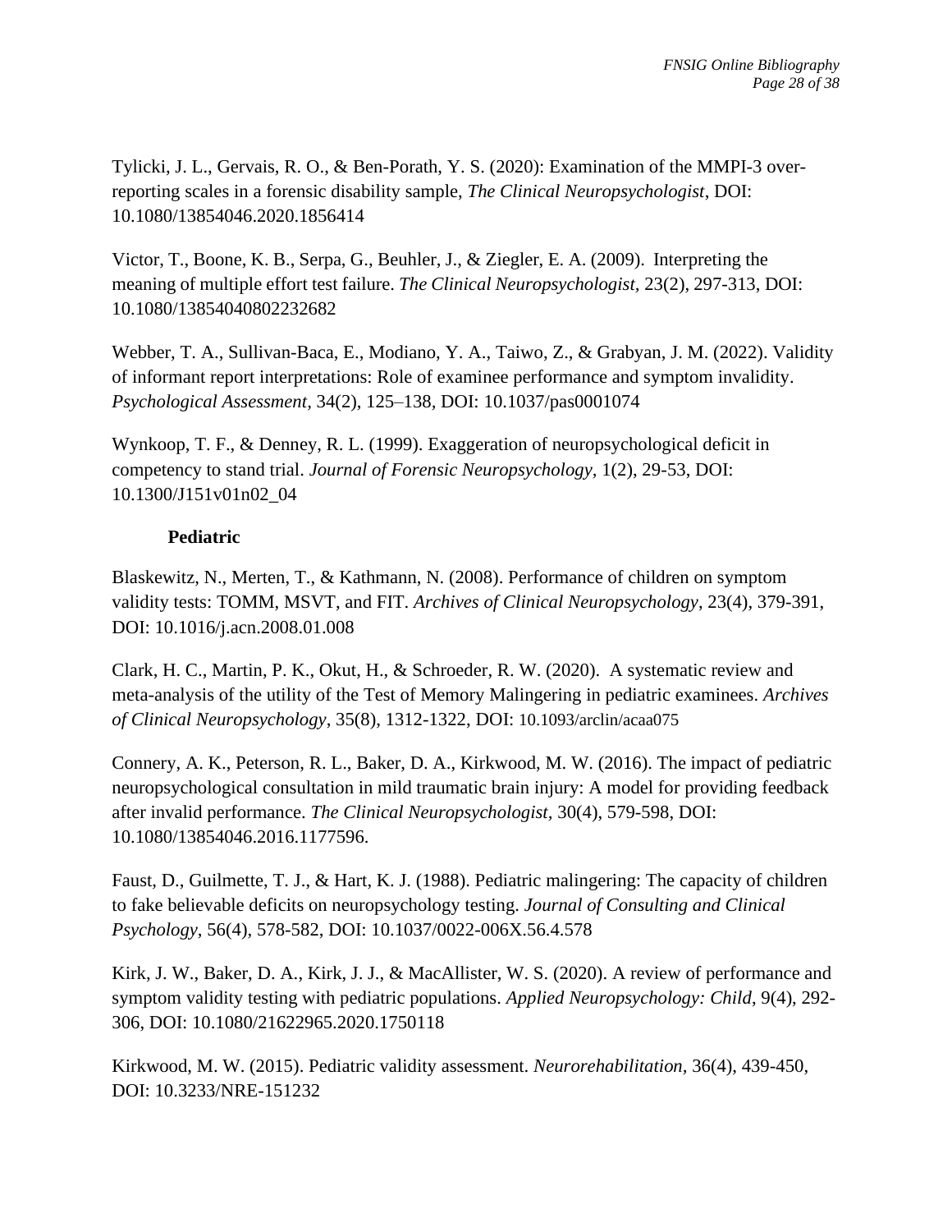Tylicki, J. L., Gervais, R. O., & Ben-Porath, Y. S. (2020): Examination of the MMPI-3 over-reporting scales in a forensic disability sample, *The Clinical Neuropsychologist*, DOI: 10.1080/13854046.2020.1856414

Victor, T., Boone, K. B., Serpa, G., Beuhler, J., & Ziegler, E. A. (2009). Interpreting the meaning of multiple effort test failure. *The Clinical Neuropsychologist*, 23(2), 297-313, DOI: 10.1080/13854040802232682

Webber, T. A., Sullivan-Baca, E., Modiano, Y. A., Taiwo, Z., & Grabyan, J. M. (2022). Validity of informant report interpretations: Role of examinee performance and symptom invalidity. *Psychological Assessment,* 34(2), 125–138, DOI: 10.1037/pas0001074

Wynkoop, T. F., & Denney, R. L. (1999). Exaggeration of neuropsychological deficit in competency to stand trial. *Journal of Forensic Neuropsychology,* 1(2), 29-53, DOI: 10.1300/J151v01n02_04

**Pediatric**

Blaskewitz, N., Merten, T., & Kathmann, N. (2008). Performance of children on symptom validity tests: TOMM, MSVT, and FIT. *Archives of Clinical Neuropsychology*, 23(4), 379-391, DOI: 10.1016/j.acn.2008.01.008

Clark, H. C., Martin, P. K., Okut, H., & Schroeder, R. W. (2020). A systematic review and meta-analysis of the utility of the Test of Memory Malingering in pediatric examinees. *Archives of Clinical Neuropsychology*, 35(8), 1312-1322, DOI: 10.1093/arclin/acaa075

Connery, A. K., Peterson, R. L., Baker, D. A., Kirkwood, M. W. (2016). The impact of pediatric neuropsychological consultation in mild traumatic brain injury: A model for providing feedback after invalid performance. *The Clinical Neuropsychologist*, 30(4), 579-598, DOI: 10.1080/13854046.2016.1177596.

Faust, D., Guilmette, T. J., & Hart, K. J. (1988). Pediatric malingering: The capacity of children to fake believable deficits on neuropsychology testing. *Journal of Consulting and Clinical Psychology*, 56(4), 578-582, DOI: 10.1037/0022-006X.56.4.578

Kirk, J. W., Baker, D. A., Kirk, J. J., & MacAllister, W. S. (2020). A review of performance and symptom validity testing with pediatric populations. *Applied Neuropsychology: Child*, 9(4), 292-306, DOI: 10.1080/21622965.2020.1750118

Kirkwood, M. W. (2015). Pediatric validity assessment. *Neurorehabilitation,* 36(4), 439-450, DOI: 10.3233/NRE-151232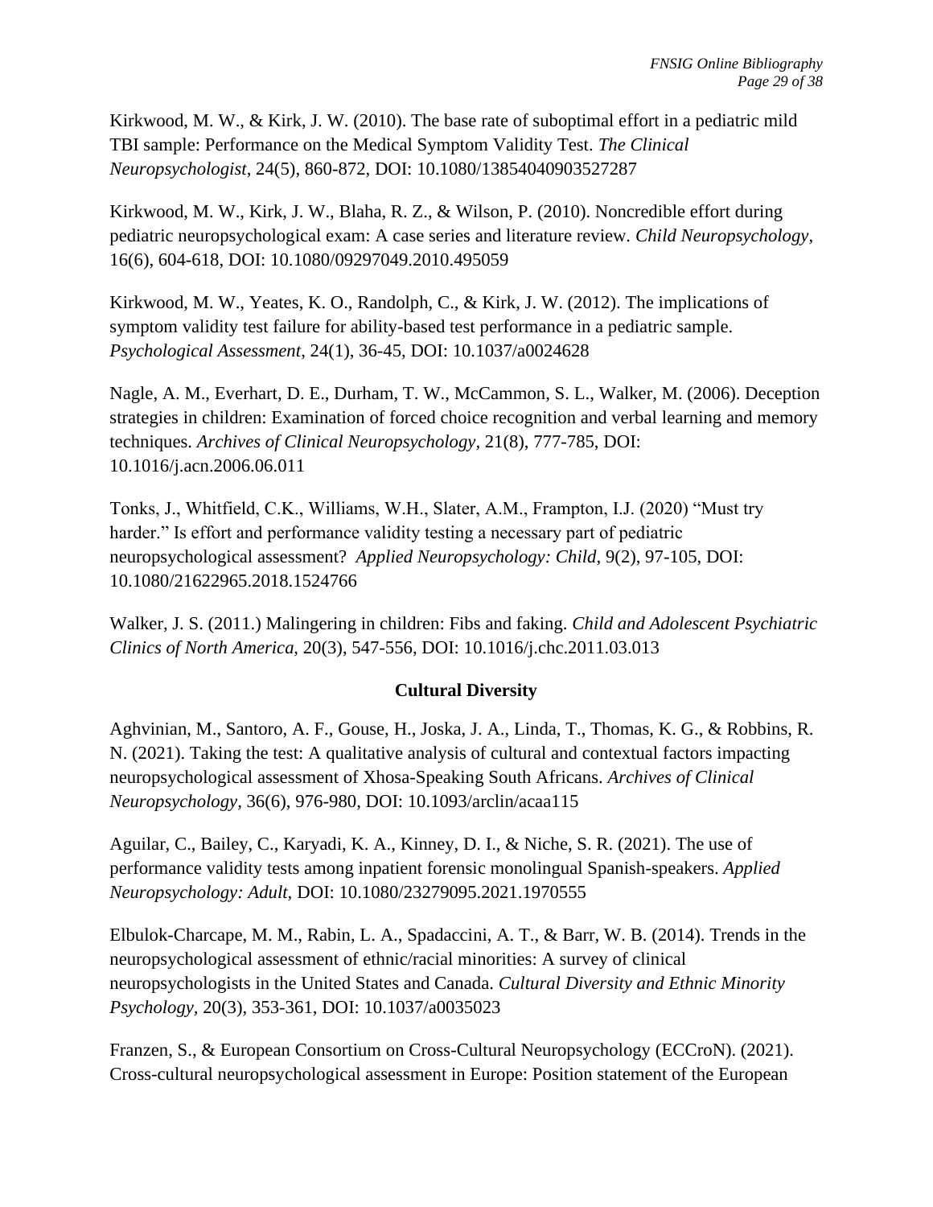Kirkwood, M. W., & Kirk, J. W. (2010). The base rate of suboptimal effort in a pediatric mild TBI sample: Performance on the Medical Symptom Validity Test. *The Clinical Neuropsychologist*, 24(5), 860-872, DOI: 10.1080/13854040903527287

Kirkwood, M. W., Kirk, J. W., Blaha, R. Z., & Wilson, P. (2010). Noncredible effort during pediatric neuropsychological exam: A case series and literature review. *Child Neuropsychology*, 16(6), 604-618, DOI: 10.1080/09297049.2010.495059

Kirkwood, M. W., Yeates, K. O., Randolph, C., & Kirk, J. W. (2012). The implications of symptom validity test failure for ability-based test performance in a pediatric sample. *Psychological Assessment*, 24(1), 36-45, DOI: 10.1037/a0024628

Nagle, A. M., Everhart, D. E., Durham, T. W., McCammon, S. L., Walker, M. (2006). Deception strategies in children: Examination of forced choice recognition and verbal learning and memory techniques. *Archives of Clinical Neuropsychology*, 21(8), 777-785, DOI: 10.1016/j.acn.2006.06.011

Tonks, J., Whitfield, C.K., Williams, W.H., Slater, A.M., Frampton, I.J. (2020) "Must try harder." Is effort and performance validity testing a necessary part of pediatric neuropsychological assessment? *Applied Neuropsychology: Child*, 9(2), 97-105, DOI: 10.1080/21622965.2018.1524766

Walker, J. S. (2011.) Malingering in children: Fibs and faking. *Child and Adolescent Psychiatric Clinics of North America*, 20(3), 547-556, DOI: 10.1016/j.chc.2011.03.013

## Cultural Diversity

Aghvinian, M., Santoro, A. F., Gouse, H., Joska, J. A., Linda, T., Thomas, K. G., & Robbins, R. N. (2021). Taking the test: A qualitative analysis of cultural and contextual factors impacting neuropsychological assessment of Xhosa-Speaking South Africans. *Archives of Clinical Neuropsychology*, 36(6), 976-980, DOI: 10.1093/arclin/acaa115

Aguilar, C., Bailey, C., Karyadi, K. A., Kinney, D. I., & Niche, S. R. (2021). The use of performance validity tests among inpatient forensic monolingual Spanish-speakers. *Applied Neuropsychology: Adult*, DOI: 10.1080/23279095.2021.1970555

Elbulok-Charcape, M. M., Rabin, L. A., Spadaccini, A. T., & Barr, W. B. (2014). Trends in the neuropsychological assessment of ethnic/racial minorities: A survey of clinical neuropsychologists in the United States and Canada. *Cultural Diversity and Ethnic Minority Psychology*, 20(3), 353-361, DOI: 10.1037/a0035023

Franzen, S., & European Consortium on Cross-Cultural Neuropsychology (ECCroN). (2021). Cross-cultural neuropsychological assessment in Europe: Position statement of the European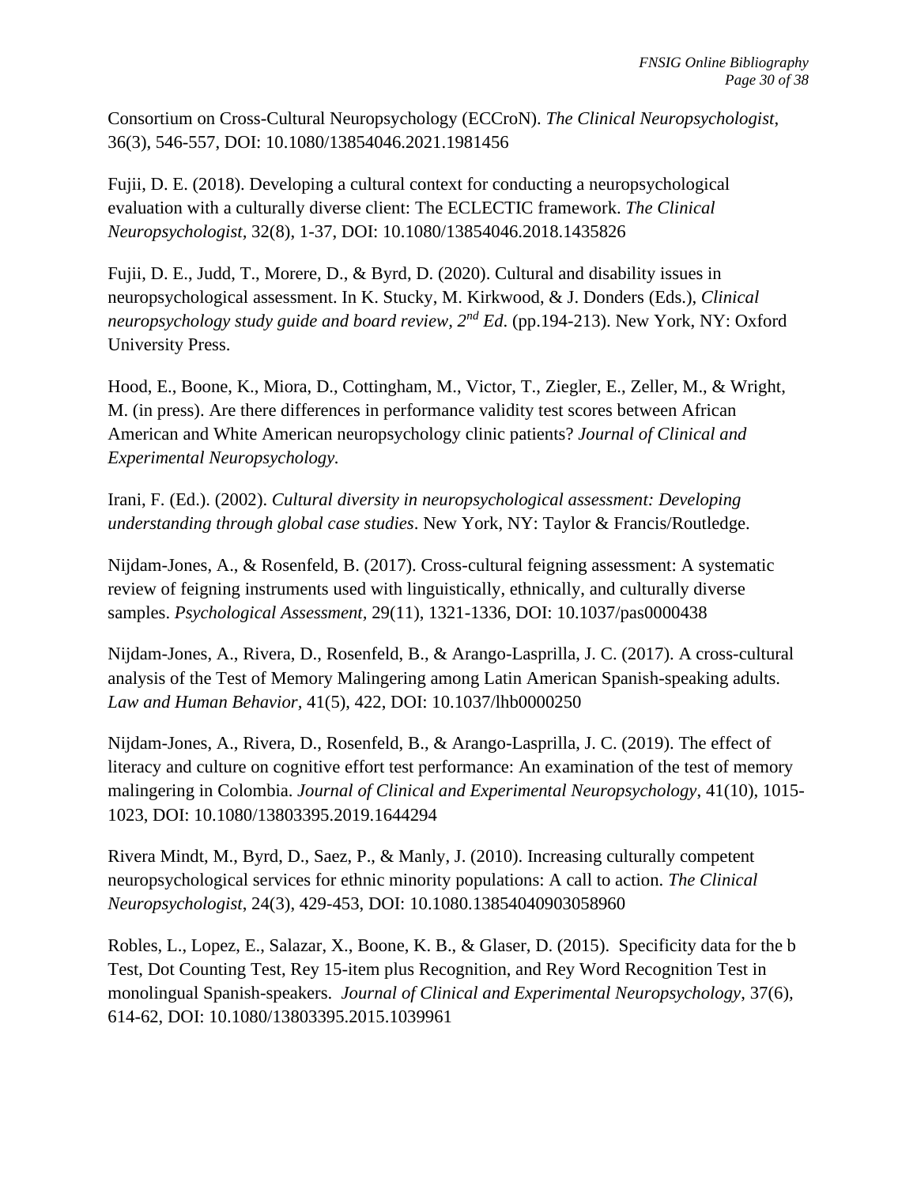Consortium on Cross-Cultural Neuropsychology (ECCroN). *The Clinical Neuropsychologist*, 36(3), 546-557, DOI: 10.1080/13854046.2021.1981456

Fujii, D. E. (2018). Developing a cultural context for conducting a neuropsychological evaluation with a culturally diverse client: The ECLECTIC framework. *The Clinical Neuropsychologist*, 32(8), 1-37, DOI: 10.1080/13854046.2018.1435826

Fujii, D. E., Judd, T., Morere, D., & Byrd, D. (2020). Cultural and disability issues in neuropsychological assessment. In K. Stucky, M. Kirkwood, & J. Donders (Eds.), *Clinical neuropsychology study guide and board review, 2nd Ed*. (pp.194-213). New York, NY: Oxford University Press.

Hood, E., Boone, K., Miora, D., Cottingham, M., Victor, T., Ziegler, E., Zeller, M., & Wright, M. (in press). Are there differences in performance validity test scores between African American and White American neuropsychology clinic patients? *Journal of Clinical and Experimental Neuropsychology.*

Irani, F. (Ed.). (2002). *Cultural diversity in neuropsychological assessment: Developing understanding through global case studies*. New York, NY: Taylor & Francis/Routledge.

Nijdam-Jones, A., & Rosenfeld, B. (2017). Cross-cultural feigning assessment: A systematic review of feigning instruments used with linguistically, ethnically, and culturally diverse samples. *Psychological Assessment*, 29(11), 1321-1336, DOI: 10.1037/pas0000438

Nijdam-Jones, A., Rivera, D., Rosenfeld, B., & Arango-Lasprilla, J. C. (2017). A cross-cultural analysis of the Test of Memory Malingering among Latin American Spanish-speaking adults. *Law and Human Behavior*, 41(5), 422, DOI: 10.1037/lhb0000250

Nijdam-Jones, A., Rivera, D., Rosenfeld, B., & Arango-Lasprilla, J. C. (2019). The effect of literacy and culture on cognitive effort test performance: An examination of the test of memory malingering in Colombia. *Journal of Clinical and Experimental Neuropsychology*, 41(10), 1015-1023, DOI: 10.1080/13803395.2019.1644294

Rivera Mindt, M., Byrd, D., Saez, P., & Manly, J. (2010). Increasing culturally competent neuropsychological services for ethnic minority populations: A call to action. *The Clinical Neuropsychologist*, 24(3), 429-453, DOI: 10.1080.13854040903058960

Robles, L., Lopez, E., Salazar, X., Boone, K. B., & Glaser, D. (2015). Specificity data for the b Test, Dot Counting Test, Rey 15-item plus Recognition, and Rey Word Recognition Test in monolingual Spanish-speakers. *Journal of Clinical and Experimental Neuropsychology*, 37(6), 614-62, DOI: 10.1080/13803395.2015.1039961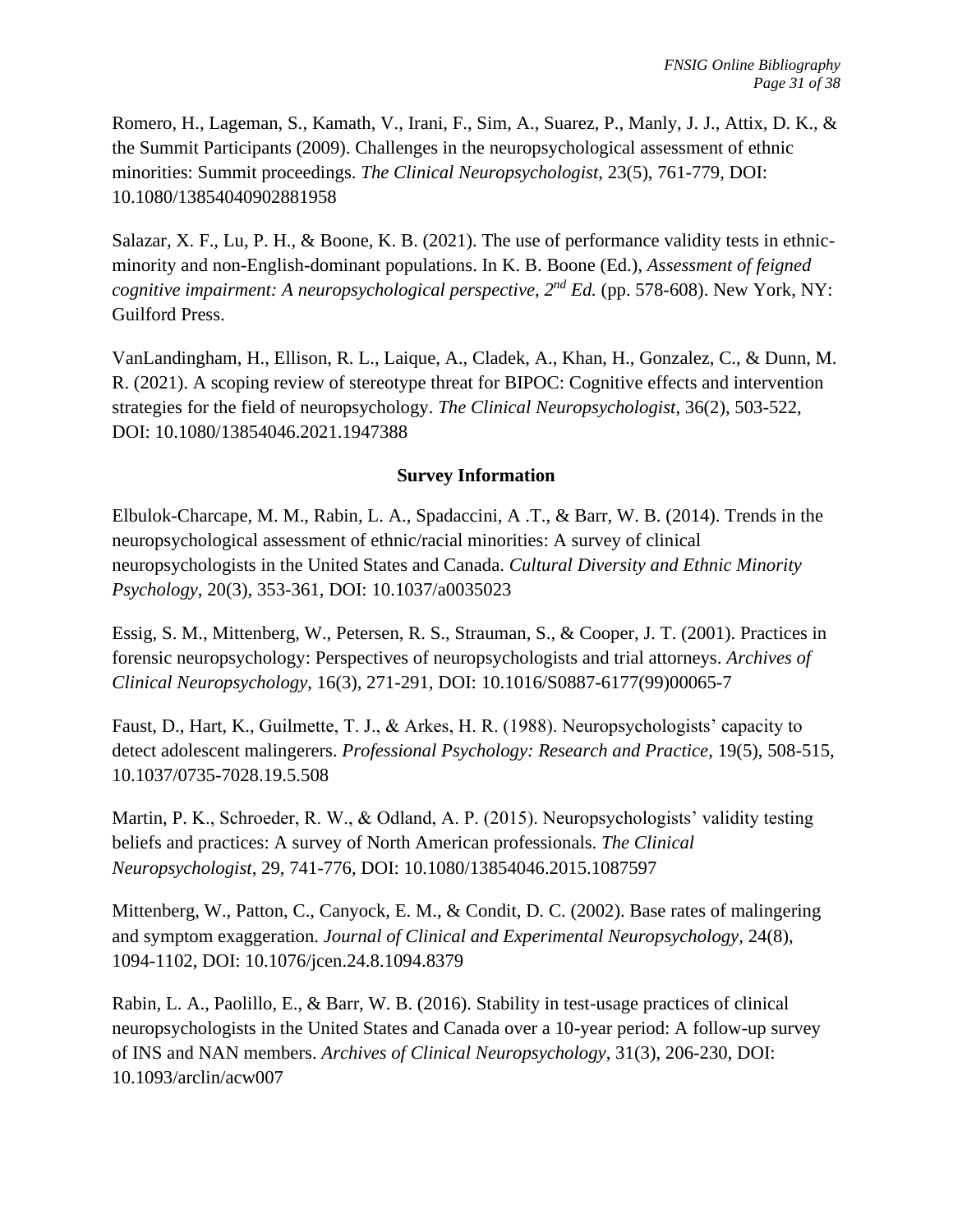Romero, H., Lageman, S., Kamath, V., Irani, F., Sim, A., Suarez, P., Manly, J. J., Attix, D. K., & the Summit Participants (2009). Challenges in the neuropsychological assessment of ethnic minorities: Summit proceedings. *The Clinical Neuropsychologist,* 23(5), 761-779, DOI: 10.1080/13854040902881958

Salazar, X. F., Lu, P. H., & Boone, K. B. (2021). The use of performance validity tests in ethnic-minority and non-English-dominant populations. In K. B. Boone (Ed.), *Assessment of feigned cognitive impairment: A neuropsychological perspective, 2nd Ed.* (pp. 578-608). New York, NY: Guilford Press.

VanLandingham, H., Ellison, R. L., Laique, A., Cladek, A., Khan, H., Gonzalez, C., & Dunn, M. R. (2021). A scoping review of stereotype threat for BIPOC: Cognitive effects and intervention strategies for the field of neuropsychology. *The Clinical Neuropsychologist*, 36(2), 503-522, DOI: 10.1080/13854046.2021.1947388

## Survey Information

Elbulok-Charcape, M. M., Rabin, L. A., Spadaccini, A .T., & Barr, W. B. (2014). Trends in the neuropsychological assessment of ethnic/racial minorities: A survey of clinical neuropsychologists in the United States and Canada. *Cultural Diversity and Ethnic Minority Psychology*, 20(3), 353-361, DOI: 10.1037/a0035023

Essig, S. M., Mittenberg, W., Petersen, R. S., Strauman, S., & Cooper, J. T. (2001). Practices in forensic neuropsychology: Perspectives of neuropsychologists and trial attorneys. *Archives of Clinical Neuropsychology*, 16(3), 271-291, DOI: 10.1016/S0887-6177(99)00065-7

Faust, D., Hart, K., Guilmette, T. J., & Arkes, H. R. (1988). Neuropsychologists' capacity to detect adolescent malingerers. *Professional Psychology: Research and Practice*, 19(5), 508-515, 10.1037/0735-7028.19.5.508

Martin, P. K., Schroeder, R. W., & Odland, A. P. (2015). Neuropsychologists' validity testing beliefs and practices: A survey of North American professionals. *The Clinical Neuropsychologist*, 29, 741-776, DOI: 10.1080/13854046.2015.1087597

Mittenberg, W., Patton, C., Canyock, E. M., & Condit, D. C. (2002). Base rates of malingering and symptom exaggeration. *Journal of Clinical and Experimental Neuropsychology,* 24(8), 1094-1102, DOI: 10.1076/jcen.24.8.1094.8379

Rabin, L. A., Paolillo, E., & Barr, W. B. (2016). Stability in test-usage practices of clinical neuropsychologists in the United States and Canada over a 10-year period: A follow-up survey of INS and NAN members. *Archives of Clinical Neuropsychology*, 31(3), 206-230, DOI: 10.1093/arclin/acw007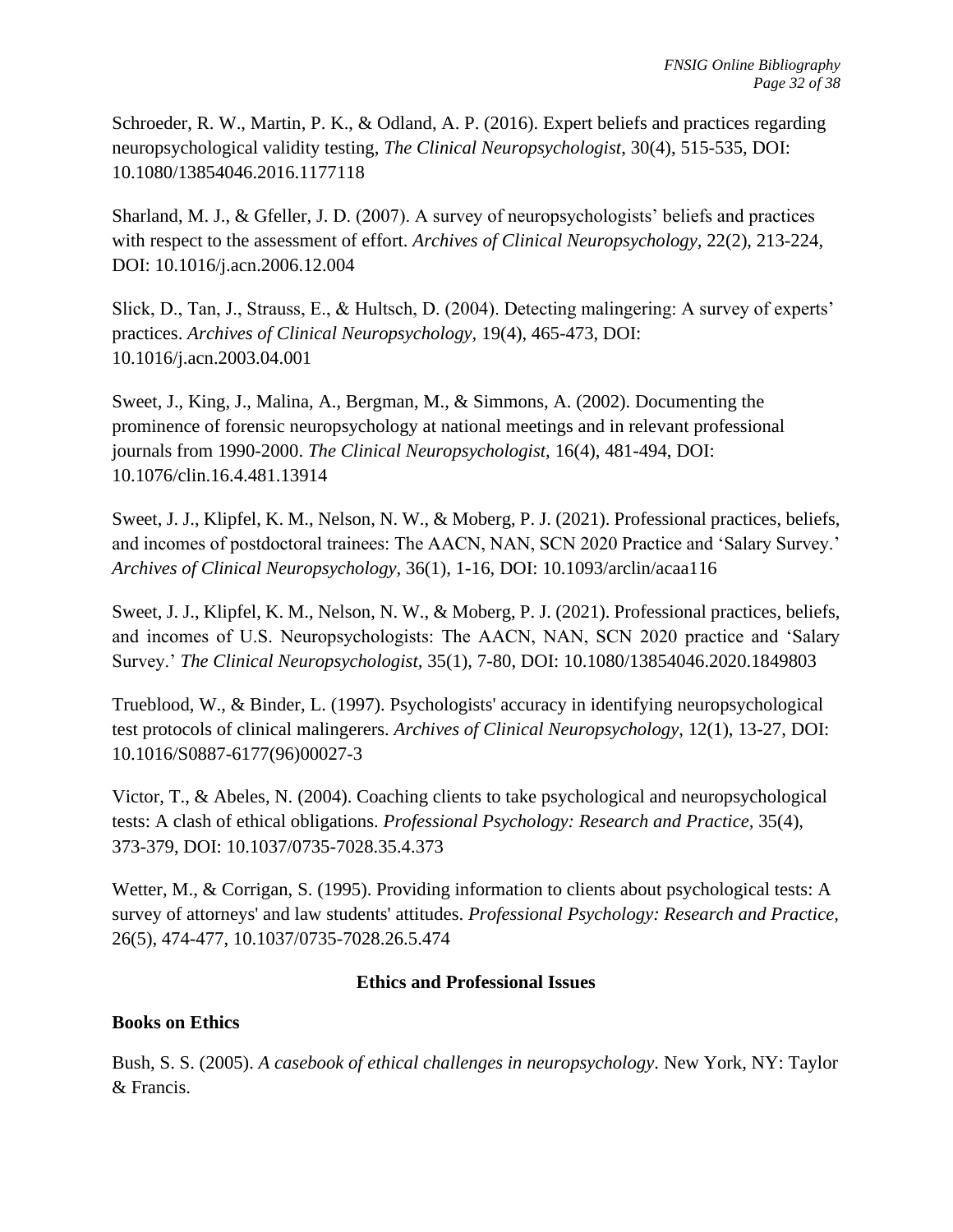Schroeder, R. W., Martin, P. K., & Odland, A. P. (2016). Expert beliefs and practices regarding neuropsychological validity testing, *The Clinical Neuropsychologist*, 30(4), 515-535, DOI: 10.1080/13854046.2016.1177118

Sharland, M. J., & Gfeller, J. D. (2007). A survey of neuropsychologists' beliefs and practices with respect to the assessment of effort. *Archives of Clinical Neuropsychology,* 22(2), 213-224, DOI: 10.1016/j.acn.2006.12.004

Slick, D., Tan, J., Strauss, E., & Hultsch, D. (2004). Detecting malingering: A survey of experts' practices. *Archives of Clinical Neuropsychology,* 19(4), 465-473, DOI: 10.1016/j.acn.2003.04.001

Sweet, J., King, J., Malina, A., Bergman, M., & Simmons, A. (2002). Documenting the prominence of forensic neuropsychology at national meetings and in relevant professional journals from 1990-2000. *The Clinical Neuropsychologist,* 16(4), 481-494, DOI: 10.1076/clin.16.4.481.13914

Sweet, J. J., Klipfel, K. M., Nelson, N. W., & Moberg, P. J. (2021). Professional practices, beliefs, and incomes of postdoctoral trainees: The AACN, NAN, SCN 2020 Practice and 'Salary Survey.' *Archives of Clinical Neuropsychology,* 36(1), 1-16, DOI: 10.1093/arclin/acaa116

Sweet, J. J., Klipfel, K. M., Nelson, N. W., & Moberg, P. J. (2021). Professional practices, beliefs, and incomes of U.S. Neuropsychologists: The AACN, NAN, SCN 2020 practice and 'Salary Survey.' *The Clinical Neuropsychologist,* 35(1), 7-80, DOI: 10.1080/13854046.2020.1849803

Trueblood, W., & Binder, L. (1997). Psychologists' accuracy in identifying neuropsychological test protocols of clinical malingerers. *Archives of Clinical Neuropsychology,* 12(1), 13-27, DOI: 10.1016/S0887-6177(96)00027-3

Victor, T., & Abeles, N. (2004). Coaching clients to take psychological and neuropsychological tests: A clash of ethical obligations. *Professional Psychology: Research and Practice,* 35(4), 373-379, DOI: 10.1037/0735-7028.35.4.373

Wetter, M., & Corrigan, S. (1995). Providing information to clients about psychological tests: A survey of attorneys' and law students' attitudes. *Professional Psychology: Research and Practice,* 26(5), 474-477, 10.1037/0735-7028.26.5.474

## Ethics and Professional Issues

### Books on Ethics

Bush, S. S. (2005). *A casebook of ethical challenges in neuropsychology*. New York, NY: Taylor & Francis.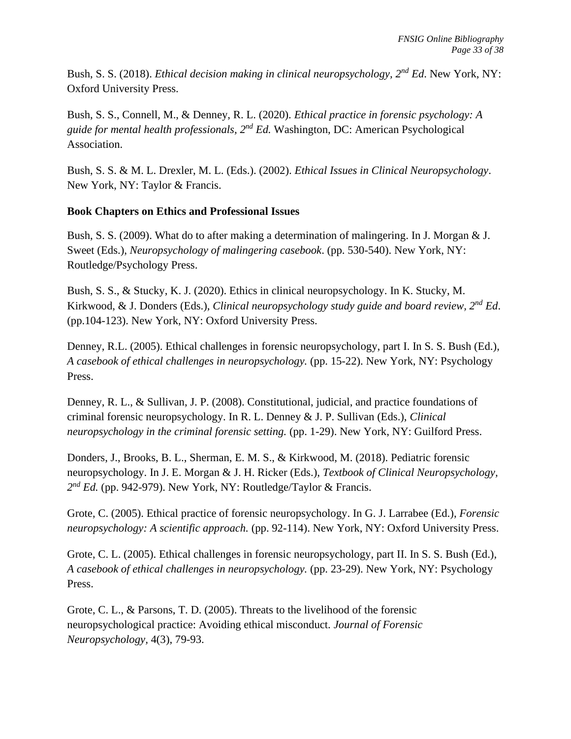Bush, S. S. (2018). *Ethical decision making in clinical neuropsychology, $2^{nd}$ Ed*. New York, NY: Oxford University Press.

Bush, S. S., Connell, M., & Denney, R. L. (2020). *Ethical practice in forensic psychology: A guide for mental health professionals, $2^{nd}$ Ed.* Washington, DC: American Psychological Association.

Bush, S. S. & M. L. Drexler, M. L. (Eds.). (2002). *Ethical Issues in Clinical Neuropsychology*. New York, NY: Taylor & Francis.

**Book Chapters on Ethics and Professional Issues**

Bush, S. S. (2009). What do to after making a determination of malingering. In J. Morgan & J. Sweet (Eds.), *Neuropsychology of malingering casebook*. (pp. 530-540). New York, NY: Routledge/Psychology Press.

Bush, S. S., & Stucky, K. J. (2020). Ethics in clinical neuropsychology. In K. Stucky, M. Kirkwood, & J. Donders (Eds.), *Clinical neuropsychology study guide and board review, $2^{nd}$ Ed*. (pp.104-123). New York, NY: Oxford University Press.

Denney, R.L. (2005). Ethical challenges in forensic neuropsychology, part I. In S. S. Bush (Ed.), *A casebook of ethical challenges in neuropsychology.* (pp. 15-22). New York, NY: Psychology Press.

Denney, R. L., & Sullivan, J. P. (2008). Constitutional, judicial, and practice foundations of criminal forensic neuropsychology. In R. L. Denney & J. P. Sullivan (Eds.), *Clinical neuropsychology in the criminal forensic setting.* (pp. 1-29). New York, NY: Guilford Press.

Donders, J., Brooks, B. L., Sherman, E. M. S., & Kirkwood, M. (2018). Pediatric forensic neuropsychology. In J. E. Morgan & J. H. Ricker (Eds.), *Textbook of Clinical Neuropsychology, $2^{nd}$ Ed.* (pp. 942-979). New York, NY: Routledge/Taylor & Francis.

Grote, C. (2005). Ethical practice of forensic neuropsychology. In G. J. Larrabee (Ed.), *Forensic neuropsychology: A scientific approach.* (pp. 92-114). New York, NY: Oxford University Press.

Grote, C. L. (2005). Ethical challenges in forensic neuropsychology, part II. In S. S. Bush (Ed.), *A casebook of ethical challenges in neuropsychology.* (pp. 23-29). New York, NY: Psychology Press.

Grote, C. L., & Parsons, T. D. (2005). Threats to the livelihood of the forensic neuropsychological practice: Avoiding ethical misconduct. *Journal of Forensic Neuropsychology*, 4(3), 79-93.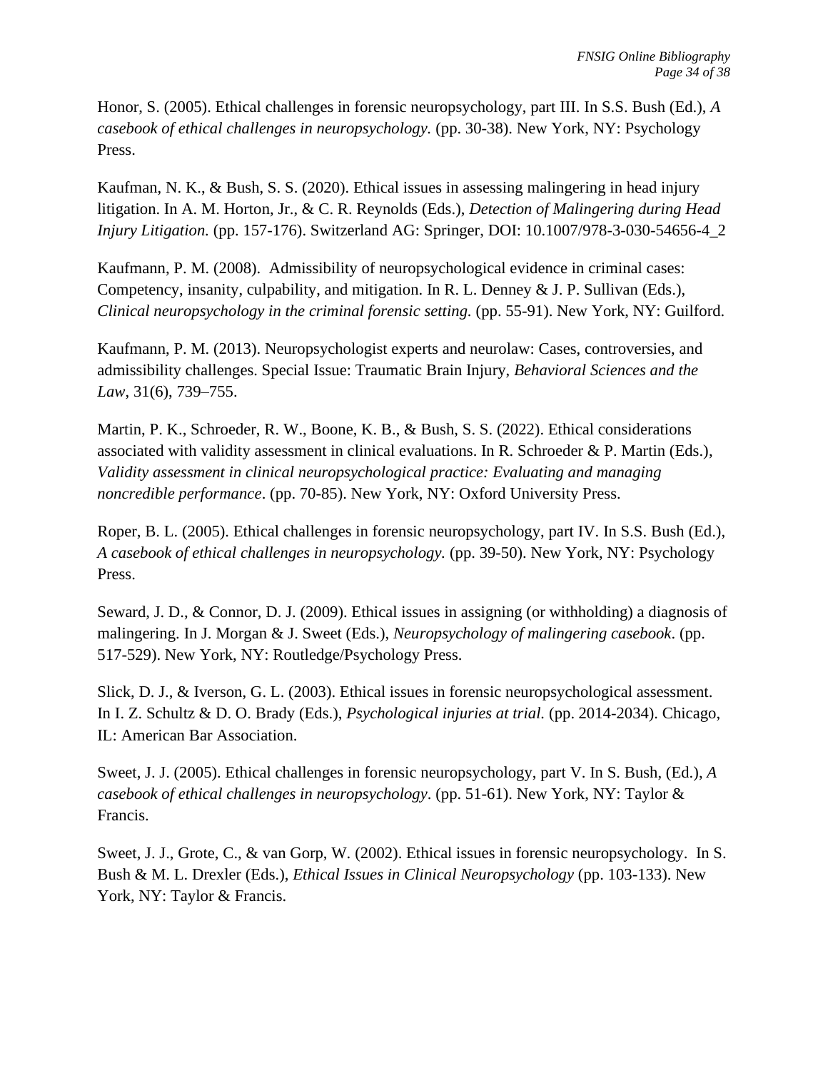Honor, S. (2005). Ethical challenges in forensic neuropsychology, part III. In S.S. Bush (Ed.), *A casebook of ethical challenges in neuropsychology.* (pp. 30-38). New York, NY: Psychology Press.

Kaufman, N. K., & Bush, S. S. (2020). Ethical issues in assessing malingering in head injury litigation. In A. M. Horton, Jr., & C. R. Reynolds (Eds.), *Detection of Malingering during Head Injury Litigation.* (pp. 157-176). Switzerland AG: Springer, DOI: 10.1007/978-3-030-54656-4_2

Kaufmann, P. M. (2008). Admissibility of neuropsychological evidence in criminal cases: Competency, insanity, culpability, and mitigation. In R. L. Denney & J. P. Sullivan (Eds.), *Clinical neuropsychology in the criminal forensic setting.* (pp. 55-91). New York, NY: Guilford.

Kaufmann, P. M. (2013). Neuropsychologist experts and neurolaw: Cases, controversies, and admissibility challenges. Special Issue: Traumatic Brain Injury, *Behavioral Sciences and the Law*, 31(6), 739–755.

Martin, P. K., Schroeder, R. W., Boone, K. B., & Bush, S. S. (2022). Ethical considerations associated with validity assessment in clinical evaluations. In R. Schroeder & P. Martin (Eds.), *Validity assessment in clinical neuropsychological practice: Evaluating and managing noncredible performance*. (pp. 70-85). New York, NY: Oxford University Press.

Roper, B. L. (2005). Ethical challenges in forensic neuropsychology, part IV. In S.S. Bush (Ed.), *A casebook of ethical challenges in neuropsychology.* (pp. 39-50). New York, NY: Psychology Press.

Seward, J. D., & Connor, D. J. (2009). Ethical issues in assigning (or withholding) a diagnosis of malingering. In J. Morgan & J. Sweet (Eds.), *Neuropsychology of malingering casebook*. (pp. 517-529). New York, NY: Routledge/Psychology Press.

Slick, D. J., & Iverson, G. L. (2003). Ethical issues in forensic neuropsychological assessment. In I. Z. Schultz & D. O. Brady (Eds.), *Psychological injuries at trial.* (pp. 2014-2034). Chicago, IL: American Bar Association.

Sweet, J. J. (2005). Ethical challenges in forensic neuropsychology, part V. In S. Bush, (Ed.), *A casebook of ethical challenges in neuropsychology*. (pp. 51-61). New York, NY: Taylor & Francis.

Sweet, J. J., Grote, C., & van Gorp, W. (2002). Ethical issues in forensic neuropsychology. In S. Bush & M. L. Drexler (Eds.), *Ethical Issues in Clinical Neuropsychology* (pp. 103-133). New York, NY: Taylor & Francis.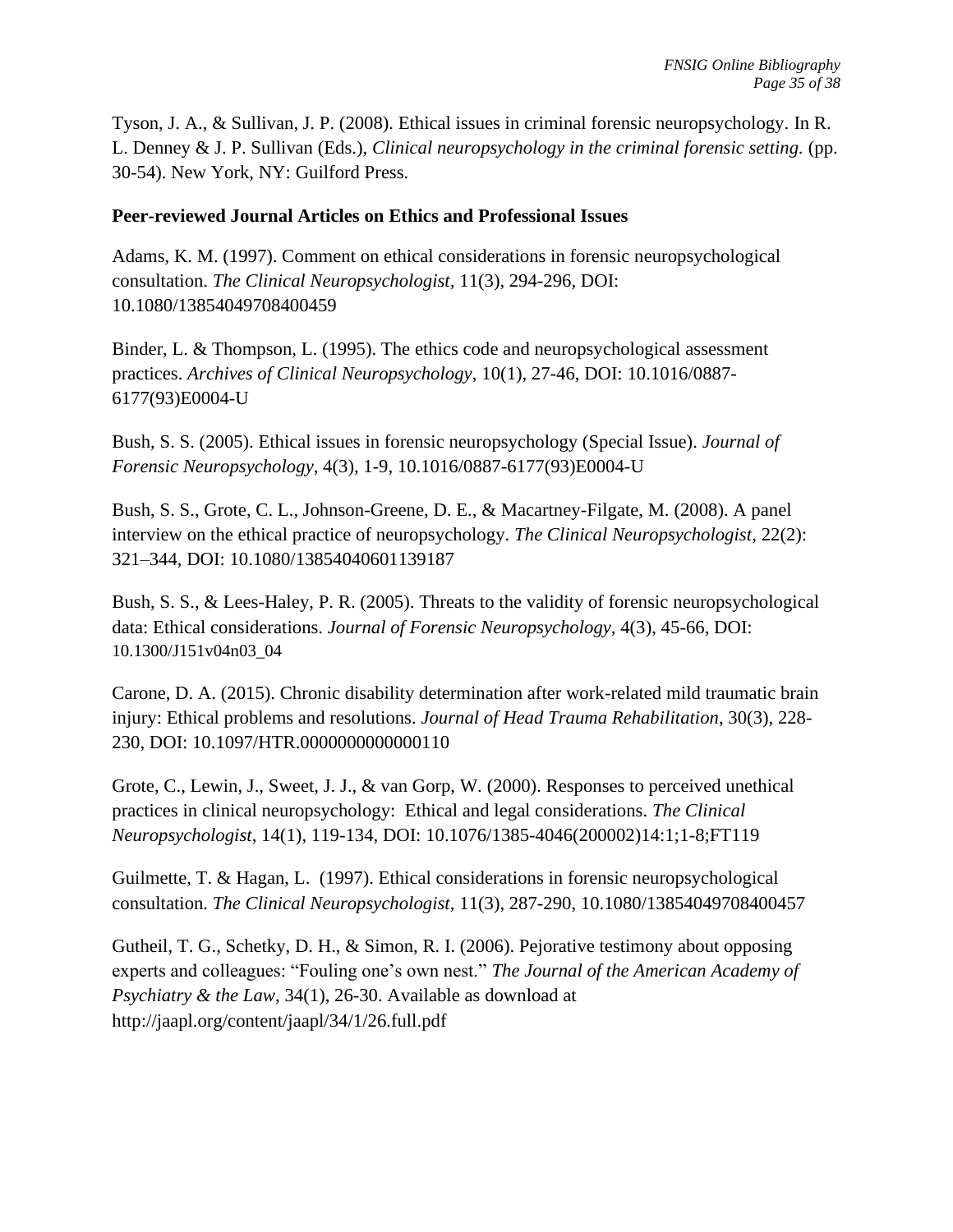Tyson, J. A., & Sullivan, J. P. (2008). Ethical issues in criminal forensic neuropsychology. In R. L. Denney & J. P. Sullivan (Eds.), *Clinical neuropsychology in the criminal forensic setting.* (pp. 30-54). New York, NY: Guilford Press.

**Peer-reviewed Journal Articles on Ethics and Professional Issues**

Adams, K. M. (1997). Comment on ethical considerations in forensic neuropsychological consultation. *The Clinical Neuropsychologist*, 11(3), 294-296, DOI: 10.1080/13854049708400459

Binder, L. & Thompson, L. (1995). The ethics code and neuropsychological assessment practices. *Archives of Clinical Neuropsychology*, 10(1), 27-46, DOI: 10.1016/0887-6177(93)E0004-U

Bush, S. S. (2005). Ethical issues in forensic neuropsychology (Special Issue). *Journal of Forensic Neuropsychology*, 4(3), 1-9, 10.1016/0887-6177(93)E0004-U

Bush, S. S., Grote, C. L., Johnson-Greene, D. E., & Macartney-Filgate, M. (2008). A panel interview on the ethical practice of neuropsychology. *The Clinical Neuropsychologist*, 22(2): 321–344, DOI: 10.1080/13854040601139187

Bush, S. S., & Lees-Haley, P. R. (2005). Threats to the validity of forensic neuropsychological data: Ethical considerations. *Journal of Forensic Neuropsychology*, 4(3), 45-66, DOI: 10.1300/J151v04n03_04

Carone, D. A. (2015). Chronic disability determination after work-related mild traumatic brain injury: Ethical problems and resolutions. *Journal of Head Trauma Rehabilitation*, 30(3), 228-230, DOI: 10.1097/HTR.0000000000000110

Grote, C., Lewin, J., Sweet, J. J., & van Gorp, W. (2000). Responses to perceived unethical practices in clinical neuropsychology: Ethical and legal considerations. *The Clinical Neuropsychologist*, 14(1), 119-134, DOI: 10.1076/1385-4046(200002)14:1;1-8;FT119

Guilmette, T. & Hagan, L. (1997). Ethical considerations in forensic neuropsychological consultation. *The Clinical Neuropsychologist*, 11(3), 287-290, 10.1080/13854049708400457

Gutheil, T. G., Schetky, D. H., & Simon, R. I. (2006). Pejorative testimony about opposing experts and colleagues: "Fouling one's own nest." *The Journal of the American Academy of Psychiatry & the Law*, 34(1), 26-30. Available as download at http://jaapl.org/content/jaapl/34/1/26.full.pdf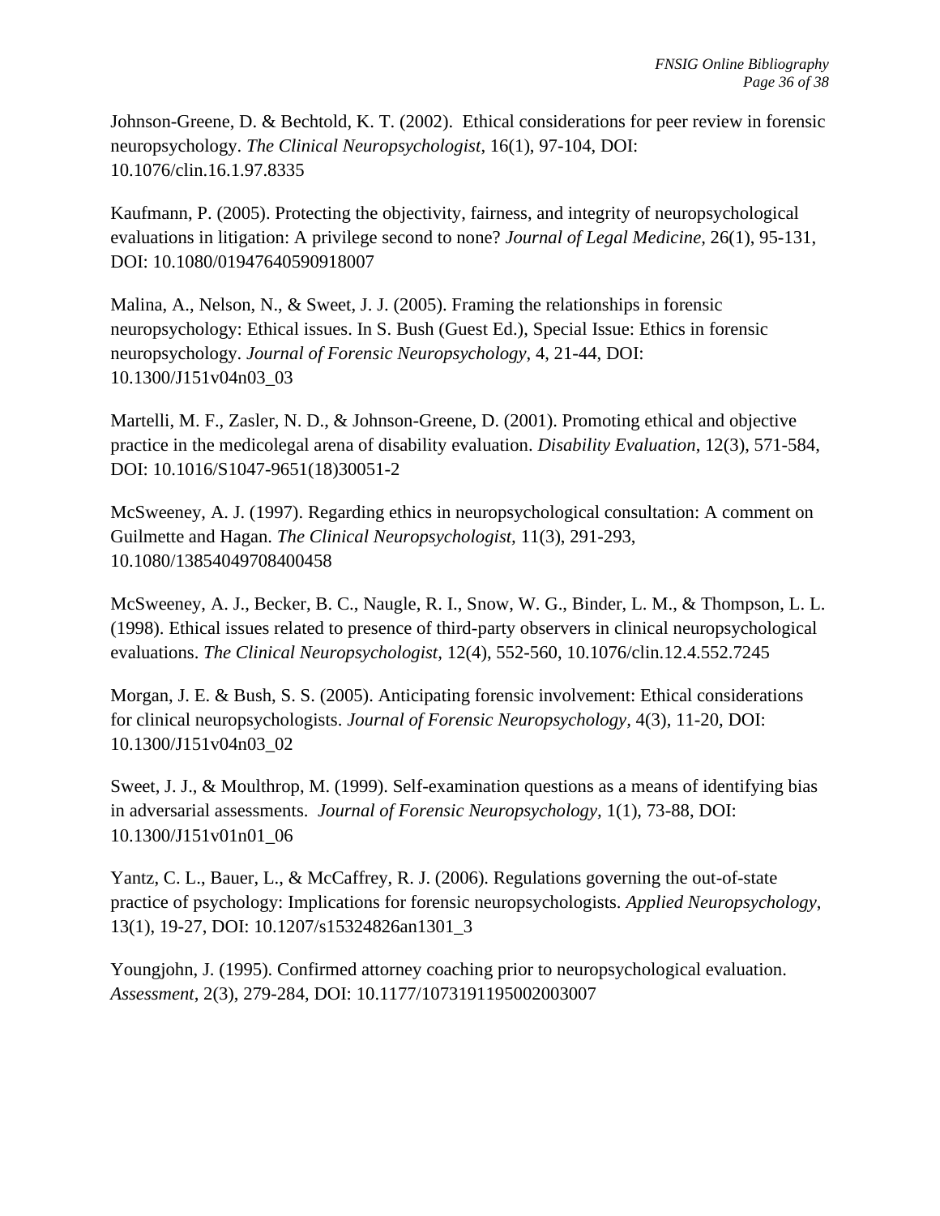Johnson-Greene, D. & Bechtold, K. T. (2002). Ethical considerations for peer review in forensic neuropsychology. *The Clinical Neuropsychologist*, 16(1), 97-104, DOI: 10.1076/clin.16.1.97.8335

Kaufmann, P. (2005). Protecting the objectivity, fairness, and integrity of neuropsychological evaluations in litigation: A privilege second to none? *Journal of Legal Medicine*, 26(1), 95-131, DOI: 10.1080/01947640590918007

Malina, A., Nelson, N., & Sweet, J. J. (2005). Framing the relationships in forensic neuropsychology: Ethical issues. In S. Bush (Guest Ed.), Special Issue: Ethics in forensic neuropsychology. *Journal of Forensic Neuropsychology*, 4, 21-44, DOI: 10.1300/J151v04n03_03

Martelli, M. F., Zasler, N. D., & Johnson-Greene, D. (2001). Promoting ethical and objective practice in the medicolegal arena of disability evaluation. *Disability Evaluation*, 12(3), 571-584, DOI: 10.1016/S1047-9651(18)30051-2

McSweeney, A. J. (1997). Regarding ethics in neuropsychological consultation: A comment on Guilmette and Hagan. *The Clinical Neuropsychologist*, 11(3), 291-293, 10.1080/13854049708400458

McSweeney, A. J., Becker, B. C., Naugle, R. I., Snow, W. G., Binder, L. M., & Thompson, L. L. (1998). Ethical issues related to presence of third-party observers in clinical neuropsychological evaluations. *The Clinical Neuropsychologist*, 12(4), 552-560, 10.1076/clin.12.4.552.7245

Morgan, J. E. & Bush, S. S. (2005). Anticipating forensic involvement: Ethical considerations for clinical neuropsychologists. *Journal of Forensic Neuropsychology*, 4(3), 11-20, DOI: 10.1300/J151v04n03_02

Sweet, J. J., & Moulthrop, M. (1999). Self-examination questions as a means of identifying bias in adversarial assessments. *Journal of Forensic Neuropsychology*, 1(1), 73-88, DOI: 10.1300/J151v01n01_06

Yantz, C. L., Bauer, L., & McCaffrey, R. J. (2006). Regulations governing the out-of-state practice of psychology: Implications for forensic neuropsychologists. *Applied Neuropsychology*, 13(1), 19-27, DOI: 10.1207/s15324826an1301_3

Youngjohn, J. (1995). Confirmed attorney coaching prior to neuropsychological evaluation. *Assessment*, 2(3), 279-284, DOI: 10.1177/1073191195002003007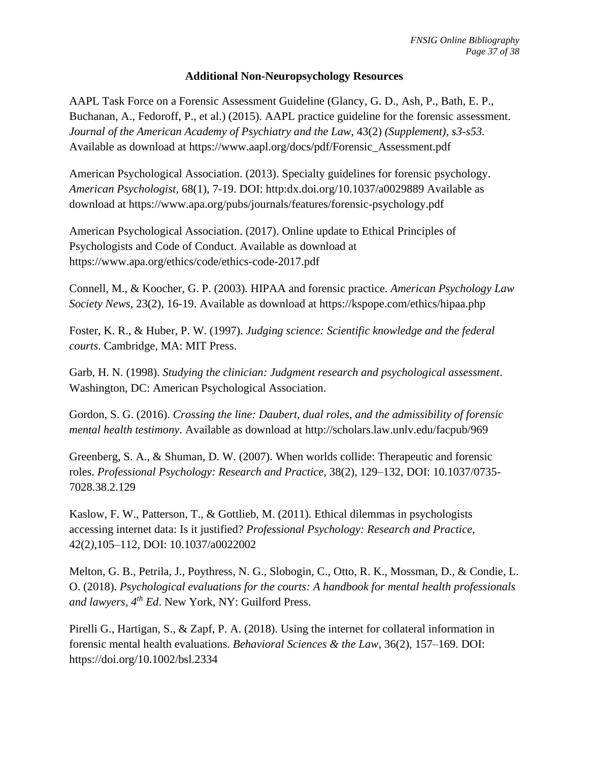## Additional Non-Neuropsychology Resources

AAPL Task Force on a Forensic Assessment Guideline (Glancy, G. D., Ash, P., Bath, E. P., Buchanan, A., Fedoroff, P., et al.) (2015). AAPL practice guideline for the forensic assessment. *Journal of the American Academy of Psychiatry and the Law,* 43(2) *(Supplement), s3-s53.* Available as download at https://www.aapl.org/docs/pdf/Forensic_Assessment.pdf

American Psychological Association. (2013). Specialty guidelines for forensic psychology. *American Psychologist*, 68(1), 7-19. DOI: http:dx.doi.org/10.1037/a0029889 Available as download at https://www.apa.org/pubs/journals/features/forensic-psychology.pdf

American Psychological Association. (2017). Online update to Ethical Principles of Psychologists and Code of Conduct. Available as download at https://www.apa.org/ethics/code/ethics-code-2017.pdf

Connell, M., & Koocher, G. P. (2003). HIPAA and forensic practice. *American Psychology Law Society News*, 23(2), 16-19. Available as download at https://kspope.com/ethics/hipaa.php

Foster, K. R., & Huber, P. W. (1997). *Judging science: Scientific knowledge and the federal courts*. Cambridge, MA: MIT Press.

Garb, H. N. (1998). *Studying the clinician: Judgment research and psychological assessment*. Washington, DC: American Psychological Association.

Gordon, S. G. (2016). *Crossing the line: Daubert, dual roles, and the admissibility of forensic mental health testimony*. Available as download at http://scholars.law.unlv.edu/facpub/969

Greenberg, S. A., & Shuman, D. W. (2007). When worlds collide: Therapeutic and forensic roles. *Professional Psychology: Research and Practice,* 38(2), 129–132, DOI: 10.1037/0735-7028.38.2.129

Kaslow, F. W., Patterson, T., & Gottlieb, M. (2011). Ethical dilemmas in psychologists accessing internet data: Is it justified? *Professional Psychology: Research and Practice,* 42(2*)*,105–112, DOI: 10.1037/a0022002

Melton, G. B., Petrila, J., Poythress, N. G., Slobogin, C., Otto, R. K., Mossman, D., & Condie, L. O. (2018). *Psychological evaluations for the courts: A handbook for mental health professionals and lawyers, 4th Ed*. New York, NY: Guilford Press.

Pirelli G., Hartigan, S., & Zapf, P. A. (2018). Using the internet for collateral information in forensic mental health evaluations. *Behavioral Sciences & the Law*, 36(2), 157–169. DOI: https://doi.org/10.1002/bsl.2334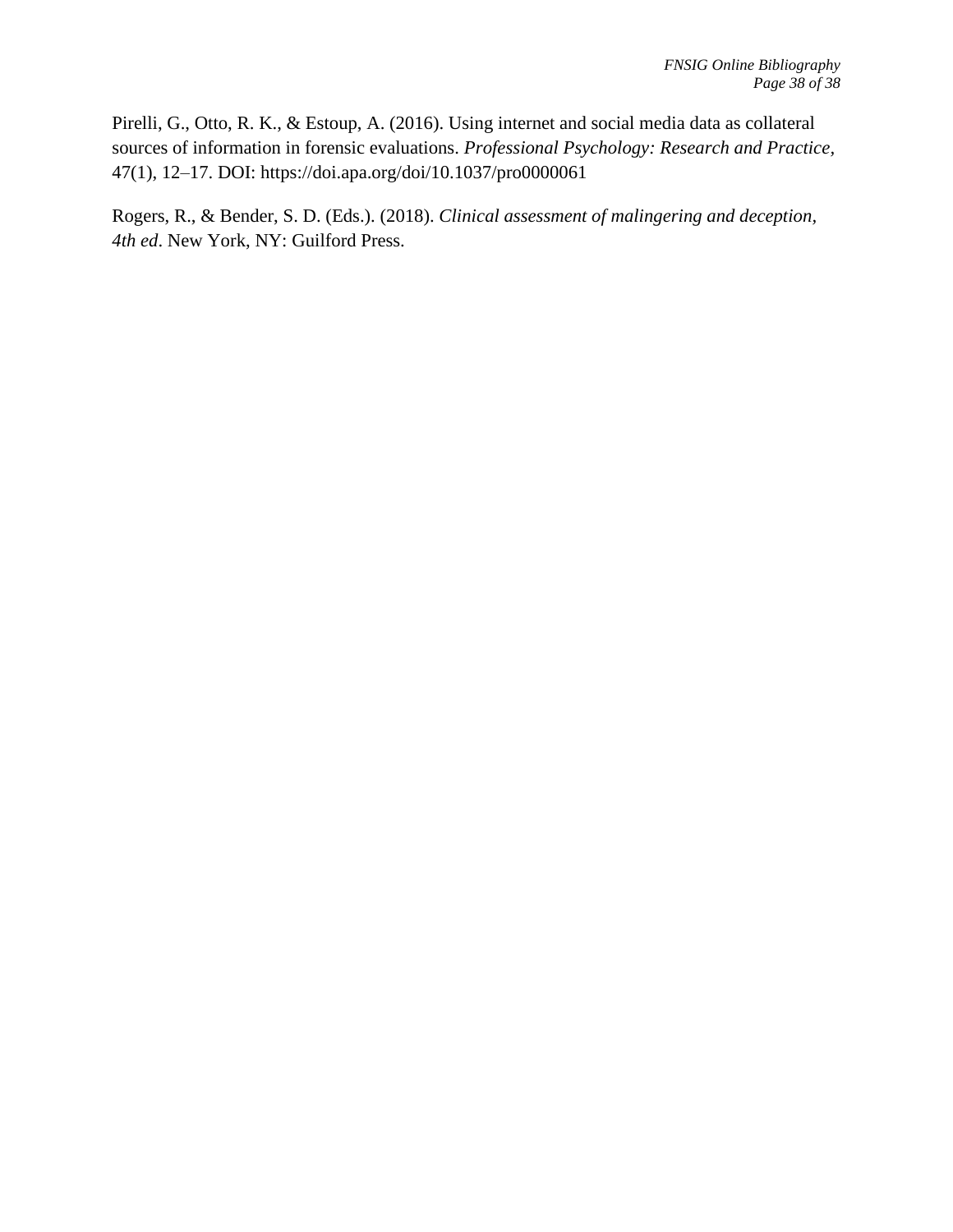Pirelli, G., Otto, R. K., & Estoup, A. (2016). Using internet and social media data as collateral sources of information in forensic evaluations. *Professional Psychology: Research and Practice*, 47(1), 12–17. DOI: https://doi.apa.org/doi/10.1037/pro0000061

Rogers, R., & Bender, S. D. (Eds.). (2018). *Clinical assessment of malingering and deception, 4th ed*. New York, NY: Guilford Press.